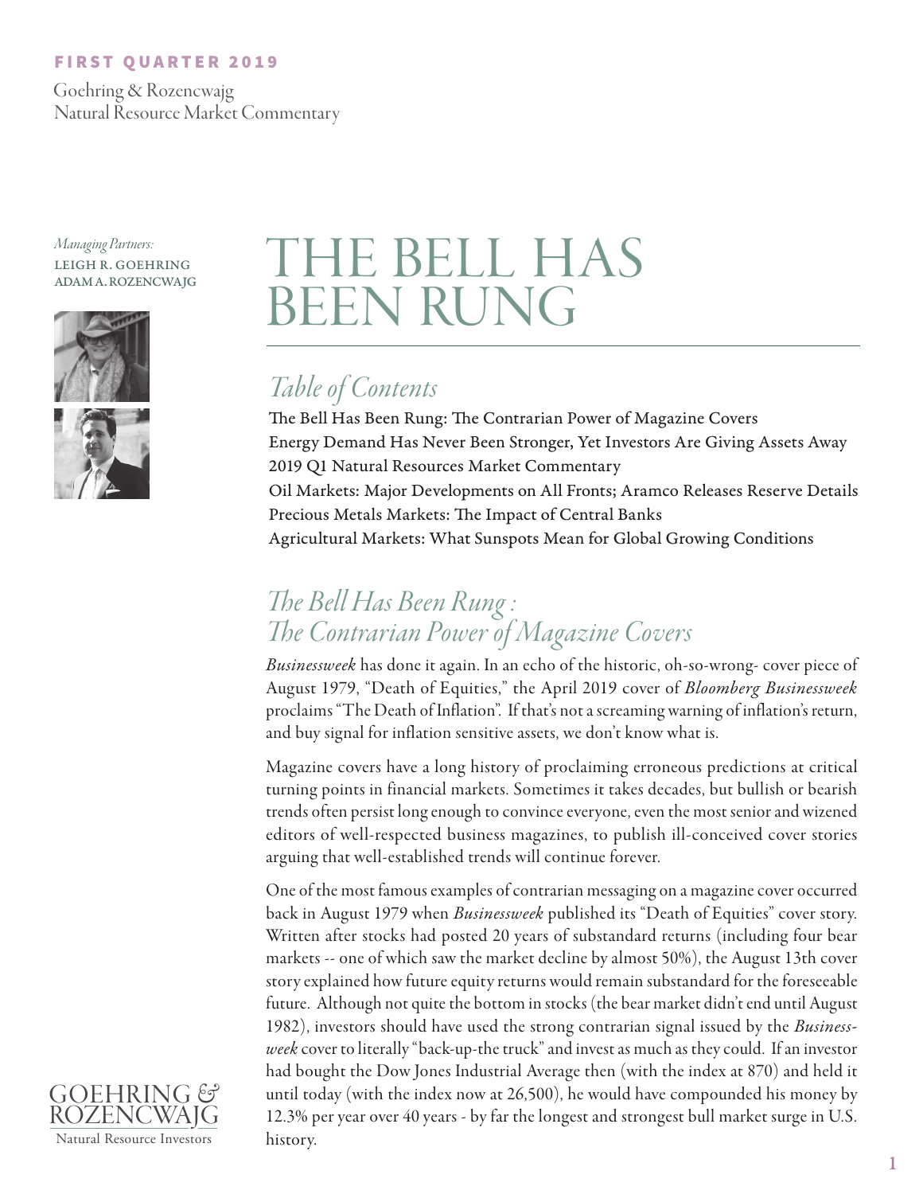FIRST QUARTER 2019

Goehring & Rozencwajg
Natural Resource Market Commentary

*Managing Partners:*
LEIGH R. GOEHRING
ADAM A. ROZENCWAJG

# THE BELL HAS BEEN RUNG

## *Table of Contents*

The Bell Has Been Rung: The Contrarian Power of Magazine Covers
Energy Demand Has Never Been Stronger, Yet Investors Are Giving Assets Away
2019 Q1 Natural Resources Market Commentary
Oil Markets: Major Developments on All Fronts; Aramco Releases Reserve Details
Precious Metals Markets: The Impact of Central Banks
Agricultural Markets: What Sunspots Mean for Global Growing Conditions

## *The Bell Has Been Rung : The Contrarian Power of Magazine Covers*

*Businessweek* has done it again. In an echo of the historic, oh-so-wrong- cover piece of August 1979, "Death of Equities," the April 2019 cover of *Bloomberg Businessweek* proclaims "The Death of Inflation". If that's not a screaming warning of inflation's return, and buy signal for inflation sensitive assets, we don't know what is.

Magazine covers have a long history of proclaiming erroneous predictions at critical turning points in financial markets. Sometimes it takes decades, but bullish or bearish trends often persist long enough to convince everyone, even the most senior and wizened editors of well-respected business magazines, to publish ill-conceived cover stories arguing that well-established trends will continue forever.

One of the most famous examples of contrarian messaging on a magazine cover occurred back in August 1979 when *Businessweek* published its "Death of Equities" cover story. Written after stocks had posted 20 years of substandard returns (including four bear markets -- one of which saw the market decline by almost 50%), the August 13th cover story explained how future equity returns would remain substandard for the foreseeable future. Although not quite the bottom in stocks (the bear market didn't end until August 1982), investors should have used the strong contrarian signal issued by the *Businessweek* cover to literally "back-up-the truck" and invest as much as they could. If an investor had bought the Dow Jones Industrial Average then (with the index at 870) and held it until today (with the index now at 26,500), he would have compounded his money by 12.3% per year over 40 years - by far the longest and strongest bull market surge in U.S. history.

GOEHRING & ROZENCWAJG
Natural Resource Investors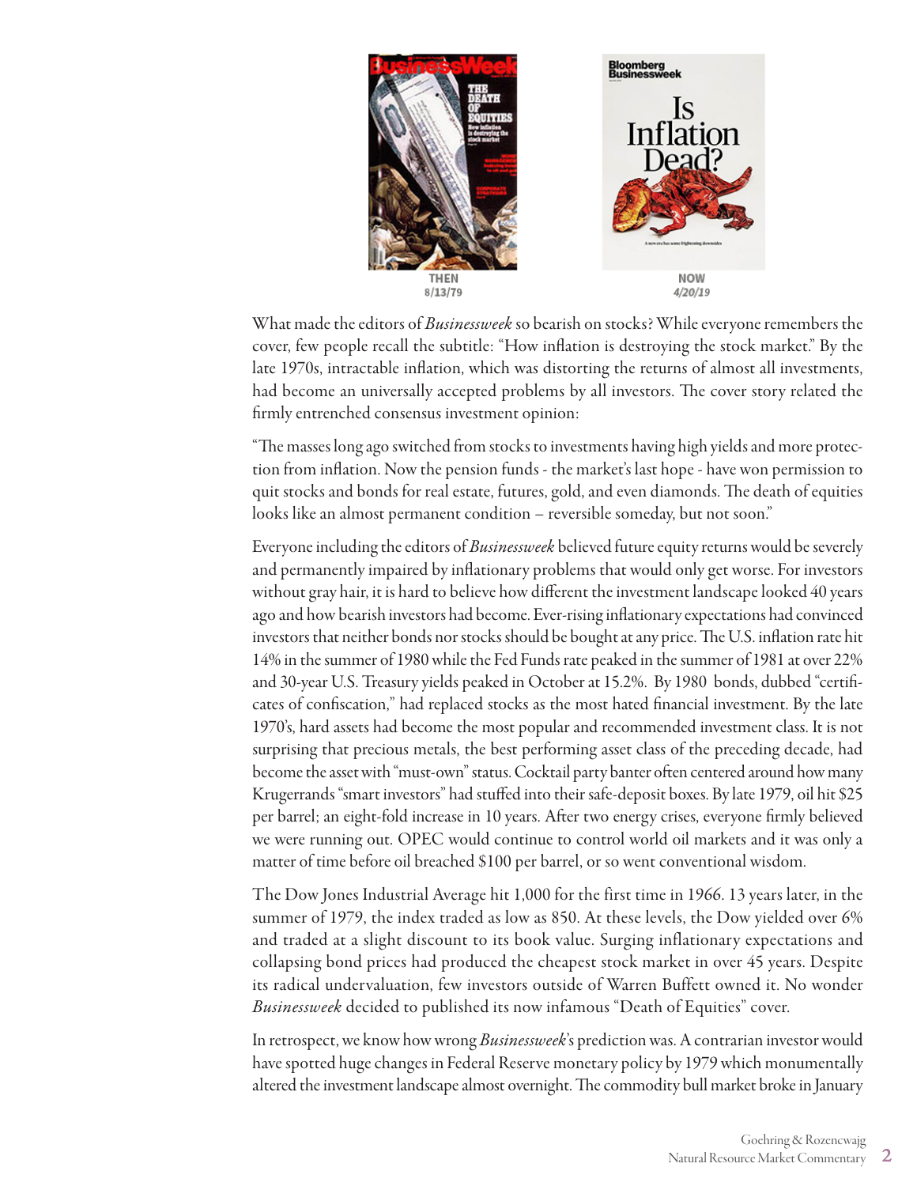THEN
8/13/79

NOW
4/20/19

What made the editors of *Businessweek* so bearish on stocks? While everyone remembers the cover, few people recall the subtitle: "How inflation is destroying the stock market." By the late 1970s, intractable inflation, which was distorting the returns of almost all investments, had become an universally accepted problems by all investors. The cover story related the firmly entrenched consensus investment opinion:

"The masses long ago switched from stocks to investments having high yields and more protection from inflation. Now the pension funds - the market's last hope - have won permission to quit stocks and bonds for real estate, futures, gold, and even diamonds. The death of equities looks like an almost permanent condition – reversible someday, but not soon."

Everyone including the editors of *Businessweek* believed future equity returns would be severely and permanently impaired by inflationary problems that would only get worse. For investors without gray hair, it is hard to believe how different the investment landscape looked 40 years ago and how bearish investors had become. Ever-rising inflationary expectations had convinced investors that neither bonds nor stocks should be bought at any price. The U.S. inflation rate hit 14% in the summer of 1980 while the Fed Funds rate peaked in the summer of 1981 at over 22% and 30-year U.S. Treasury yields peaked in October at 15.2%. By 1980 bonds, dubbed "certificates of confiscation," had replaced stocks as the most hated financial investment. By the late 1970's, hard assets had become the most popular and recommended investment class. It is not surprising that precious metals, the best performing asset class of the preceding decade, had become the asset with "must-own" status. Cocktail party banter often centered around how many Krugerrands "smart investors" had stuffed into their safe-deposit boxes. By late 1979, oil hit $25 per barrel; an eight-fold increase in 10 years. After two energy crises, everyone firmly believed we were running out. OPEC would continue to control world oil markets and it was only a matter of time before oil breached $100 per barrel, or so went conventional wisdom.

The Dow Jones Industrial Average hit 1,000 for the first time in 1966. 13 years later, in the summer of 1979, the index traded as low as 850. At these levels, the Dow yielded over 6% and traded at a slight discount to its book value. Surging inflationary expectations and collapsing bond prices had produced the cheapest stock market in over 45 years. Despite its radical undervaluation, few investors outside of Warren Buffett owned it. No wonder *Businessweek* decided to published its now infamous "Death of Equities" cover.

In retrospect, we know how wrong *Businessweek*'s prediction was. A contrarian investor would have spotted huge changes in Federal Reserve monetary policy by 1979 which monumentally altered the investment landscape almost overnight. The commodity bull market broke in January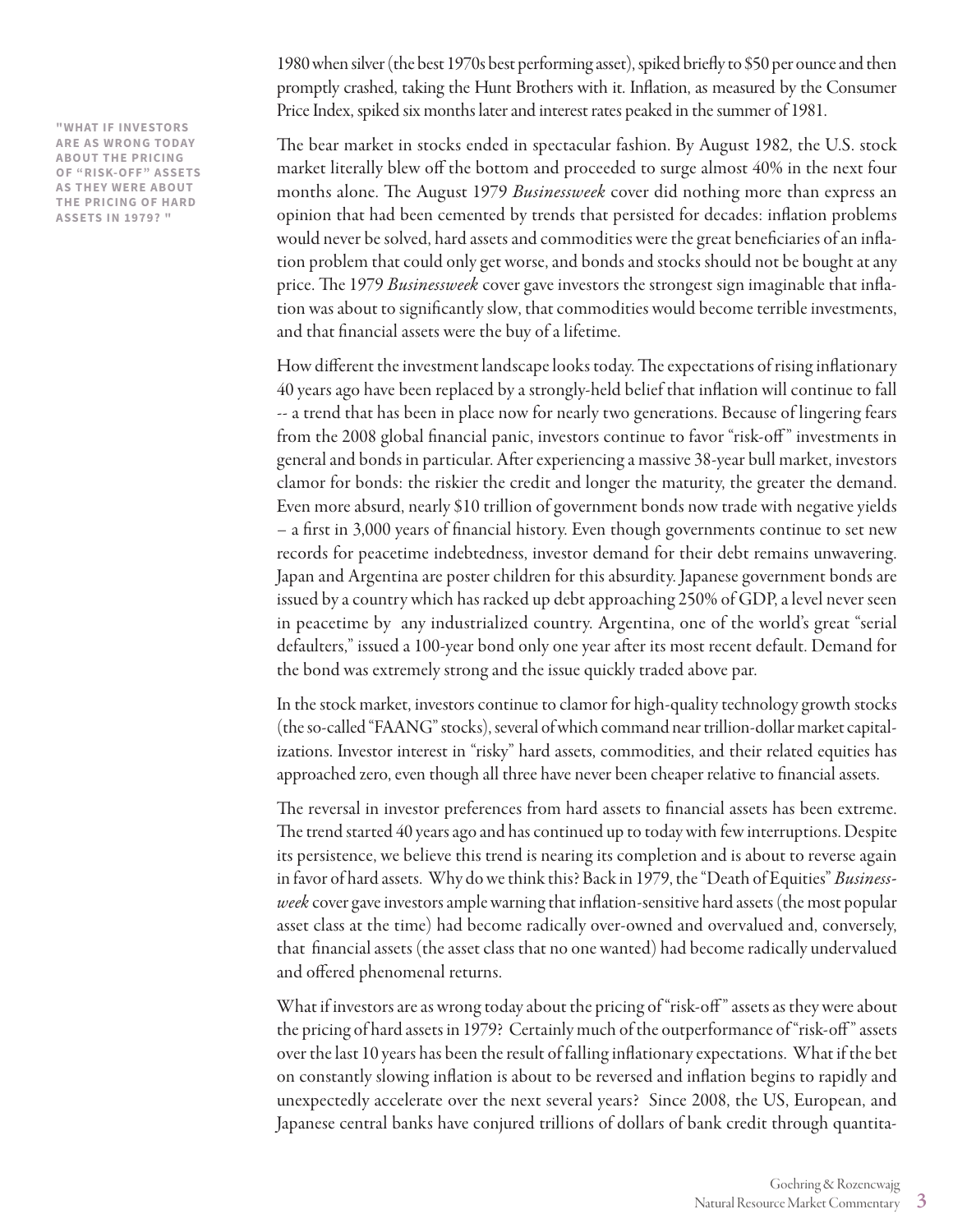**"WHAT IF INVESTORS ARE AS WRONG TODAY ABOUT THE PRICING OF "RISK-OFF" ASSETS AS THEY WERE ABOUT THE PRICING OF HARD ASSETS IN 1979? "**

1980 when silver (the best 1970s best performing asset), spiked briefly to $50 per ounce and then promptly crashed, taking the Hunt Brothers with it. Inflation, as measured by the Consumer Price Index, spiked six months later and interest rates peaked in the summer of 1981.

The bear market in stocks ended in spectacular fashion. By August 1982, the U.S. stock market literally blew off the bottom and proceeded to surge almost 40% in the next four months alone. The August 1979 *Businessweek* cover did nothing more than express an opinion that had been cemented by trends that persisted for decades: inflation problems would never be solved, hard assets and commodities were the great beneficiaries of an inflation problem that could only get worse, and bonds and stocks should not be bought at any price. The 1979 *Businessweek* cover gave investors the strongest sign imaginable that inflation was about to significantly slow, that commodities would become terrible investments, and that financial assets were the buy of a lifetime.

How different the investment landscape looks today. The expectations of rising inflationary 40 years ago have been replaced by a strongly-held belief that inflation will continue to fall -- a trend that has been in place now for nearly two generations. Because of lingering fears from the 2008 global financial panic, investors continue to favor "risk-off" investments in general and bonds in particular. After experiencing a massive 38-year bull market, investors clamor for bonds: the riskier the credit and longer the maturity, the greater the demand. Even more absurd, nearly $10 trillion of government bonds now trade with negative yields – a first in 3,000 years of financial history. Even though governments continue to set new records for peacetime indebtedness, investor demand for their debt remains unwavering. Japan and Argentina are poster children for this absurdity. Japanese government bonds are issued by a country which has racked up debt approaching 250% of GDP, a level never seen in peacetime by any industrialized country. Argentina, one of the world's great "serial defaulters," issued a 100-year bond only one year after its most recent default. Demand for the bond was extremely strong and the issue quickly traded above par.

In the stock market, investors continue to clamor for high-quality technology growth stocks (the so-called "FAANG" stocks), several of which command near trillion-dollar market capitalizations. Investor interest in "risky" hard assets, commodities, and their related equities has approached zero, even though all three have never been cheaper relative to financial assets.

The reversal in investor preferences from hard assets to financial assets has been extreme. The trend started 40 years ago and has continued up to today with few interruptions. Despite its persistence, we believe this trend is nearing its completion and is about to reverse again in favor of hard assets. Why do we think this? Back in 1979, the "Death of Equities" *Businessweek* cover gave investors ample warning that inflation-sensitive hard assets (the most popular asset class at the time) had become radically over-owned and overvalued and, conversely, that financial assets (the asset class that no one wanted) had become radically undervalued and offered phenomenal returns.

What if investors are as wrong today about the pricing of "risk-off" assets as they were about the pricing of hard assets in 1979? Certainly much of the outperformance of "risk-off" assets over the last 10 years has been the result of falling inflationary expectations. What if the bet on constantly slowing inflation is about to be reversed and inflation begins to rapidly and unexpectedly accelerate over the next several years? Since 2008, the US, European, and Japanese central banks have conjured trillions of dollars of bank credit through quantita-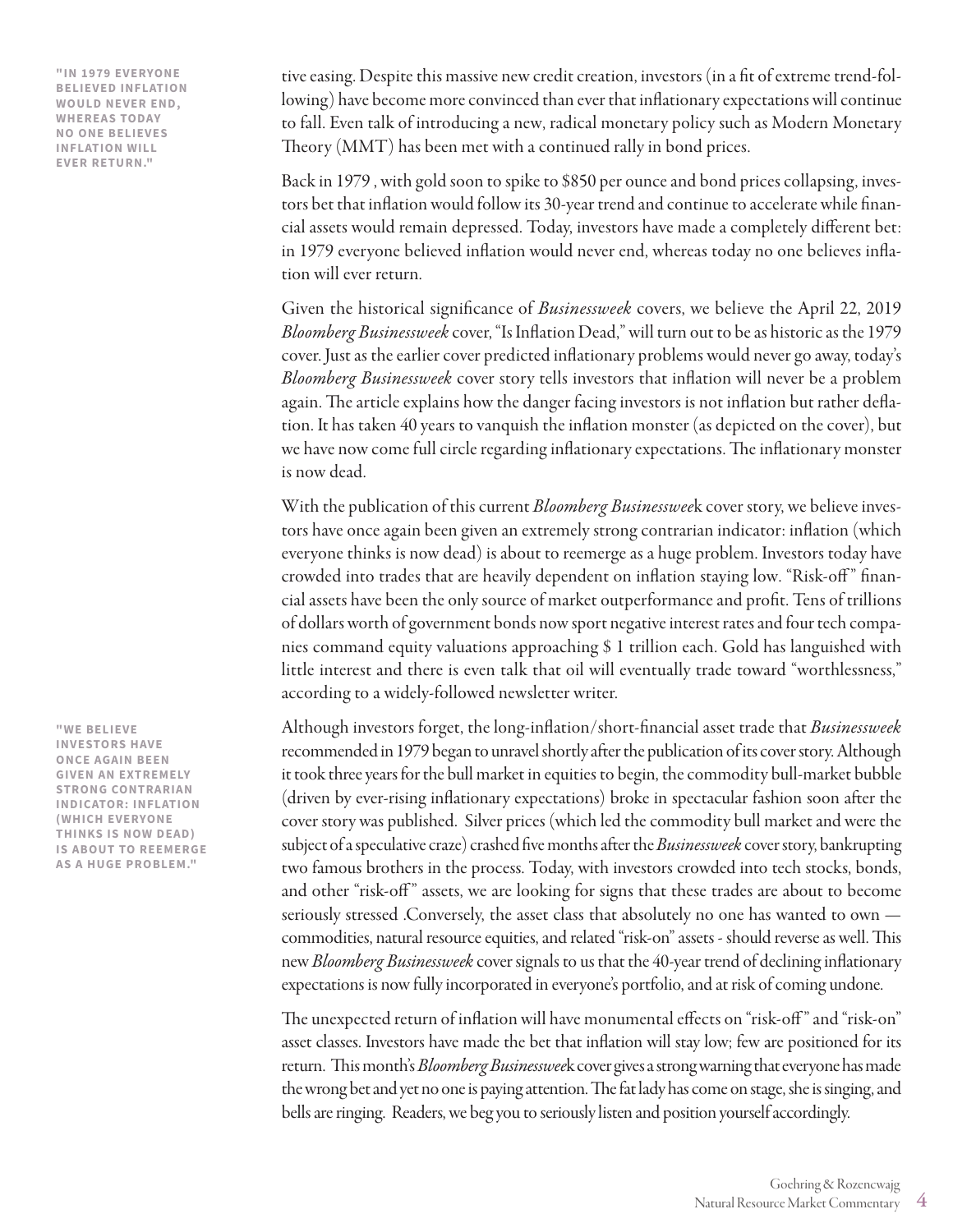"IN 1979 EVERYONE BELIEVED INFLATION WOULD NEVER END, WHEREAS TODAY NO ONE BELIEVES INFLATION WILL EVER RETURN."

tive easing. Despite this massive new credit creation, investors (in a fit of extreme trend-following) have become more convinced than ever that inflationary expectations will continue to fall. Even talk of introducing a new, radical monetary policy such as Modern Monetary Theory (MMT) has been met with a continued rally in bond prices.

Back in 1979 , with gold soon to spike to $850 per ounce and bond prices collapsing, investors bet that inflation would follow its 30-year trend and continue to accelerate while financial assets would remain depressed. Today, investors have made a completely different bet: in 1979 everyone believed inflation would never end, whereas today no one believes inflation will ever return.

Given the historical significance of *Businessweek* covers, we believe the April 22, 2019 *Bloomberg Businessweek* cover, "Is Inflation Dead," will turn out to be as historic as the 1979 cover. Just as the earlier cover predicted inflationary problems would never go away, today's *Bloomberg Businessweek* cover story tells investors that inflation will never be a problem again. The article explains how the danger facing investors is not inflation but rather deflation. It has taken 40 years to vanquish the inflation monster (as depicted on the cover), but we have now come full circle regarding inflationary expectations. The inflationary monster is now dead.

With the publication of this current *Bloomberg Businesswee*k cover story, we believe investors have once again been given an extremely strong contrarian indicator: inflation (which everyone thinks is now dead) is about to reemerge as a huge problem. Investors today have crowded into trades that are heavily dependent on inflation staying low. "Risk-off" financial assets have been the only source of market outperformance and profit. Tens of trillions of dollars worth of government bonds now sport negative interest rates and four tech companies command equity valuations approaching $ 1 trillion each. Gold has languished with little interest and there is even talk that oil will eventually trade toward "worthlessness," according to a widely-followed newsletter writer.

"WE BELIEVE INVESTORS HAVE ONCE AGAIN BEEN GIVEN AN EXTREMELY STRONG CONTRARIAN INDICATOR: INFLATION (WHICH EVERYONE THINKS IS NOW DEAD) IS ABOUT TO REEMERGE AS A HUGE PROBLEM."

Although investors forget, the long-inflation/short-financial asset trade that *Businessweek* recommended in 1979 began to unravel shortly after the publication of its cover story. Although it took three years for the bull market in equities to begin, the commodity bull-market bubble (driven by ever-rising inflationary expectations) broke in spectacular fashion soon after the cover story was published. Silver prices (which led the commodity bull market and were the subject of a speculative craze) crashed five months after the *Businessweek* cover story, bankrupting two famous brothers in the process. Today, with investors crowded into tech stocks, bonds, and other "risk-off" assets, we are looking for signs that these trades are about to become seriously stressed .Conversely, the asset class that absolutely no one has wanted to own — commodities, natural resource equities, and related "risk-on" assets - should reverse as well. This new *Bloomberg Businessweek* cover signals to us that the 40-year trend of declining inflationary expectations is now fully incorporated in everyone's portfolio, and at risk of coming undone.

The unexpected return of inflation will have monumental effects on "risk-off" and "risk-on" asset classes. Investors have made the bet that inflation will stay low; few are positioned for its return. This month's *Bloomberg Businesswee*k cover gives a strong warning that everyone has made the wrong bet and yet no one is paying attention. The fat lady has come on stage, she is singing, and bells are ringing. Readers, we beg you to seriously listen and position yourself accordingly.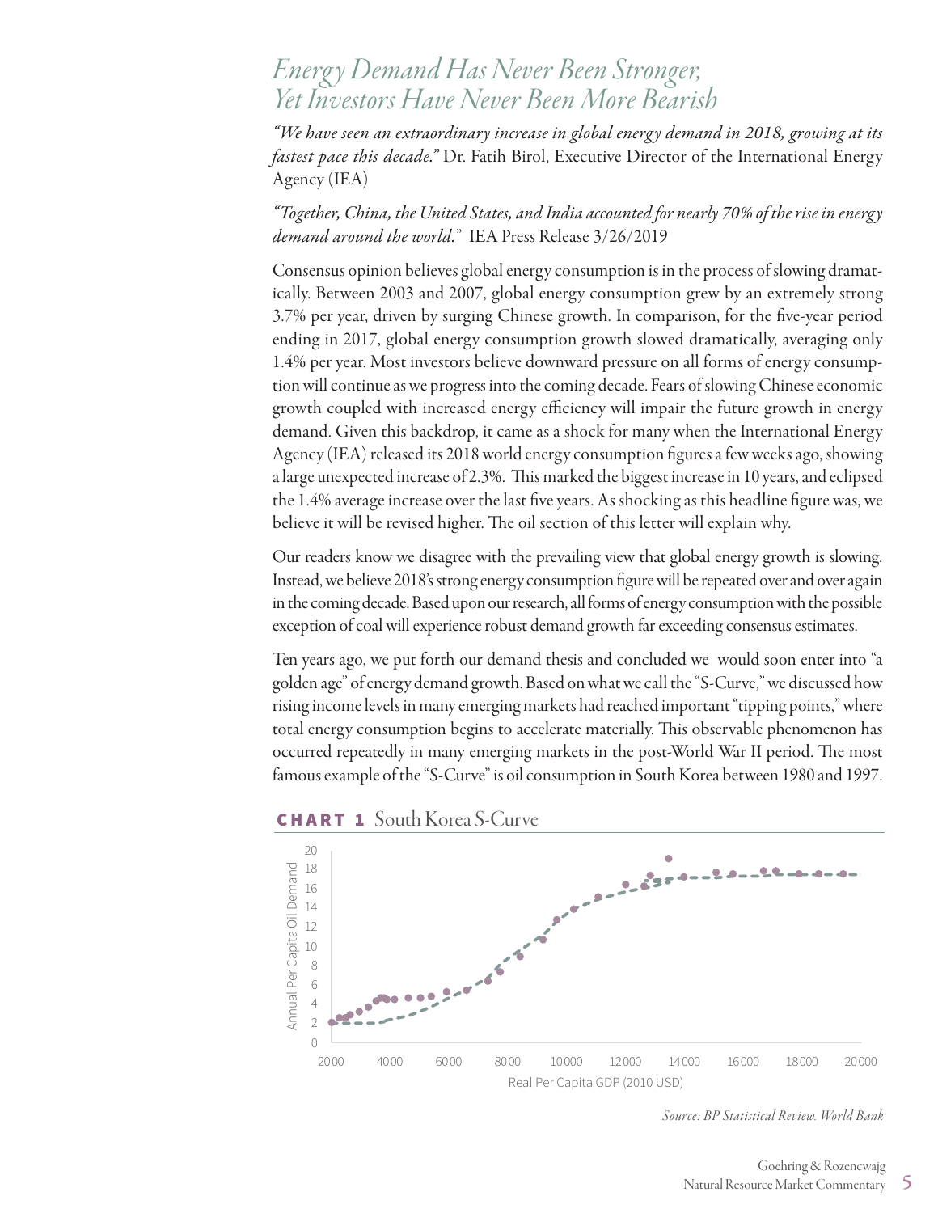## *Energy Demand Has Never Been Stronger, Yet Investors Have Never Been More Bearish*

*"We have seen an extraordinary increase in global energy demand in 2018, growing at its fastest pace this decade."* Dr. Fatih Birol, Executive Director of the International Energy Agency (IEA)

*"Together, China, the United States, and India accounted for nearly 70% of the rise in energy demand around the world."* IEA Press Release 3/26/2019

Consensus opinion believes global energy consumption is in the process of slowing dramatically. Between 2003 and 2007, global energy consumption grew by an extremely strong 3.7% per year, driven by surging Chinese growth. In comparison, for the five-year period ending in 2017, global energy consumption growth slowed dramatically, averaging only 1.4% per year. Most investors believe downward pressure on all forms of energy consumption will continue as we progress into the coming decade. Fears of slowing Chinese economic growth coupled with increased energy efficiency will impair the future growth in energy demand. Given this backdrop, it came as a shock for many when the International Energy Agency (IEA) released its 2018 world energy consumption figures a few weeks ago, showing a large unexpected increase of 2.3%. This marked the biggest increase in 10 years, and eclipsed the 1.4% average increase over the last five years. As shocking as this headline figure was, we believe it will be revised higher. The oil section of this letter will explain why.

Our readers know we disagree with the prevailing view that global energy growth is slowing. Instead, we believe 2018's strong energy consumption figure will be repeated over and over again in the coming decade. Based upon our research, all forms of energy consumption with the possible exception of coal will experience robust demand growth far exceeding consensus estimates.

Ten years ago, we put forth our demand thesis and concluded we would soon enter into "a golden age" of energy demand growth. Based on what we call the "S-Curve," we discussed how rising income levels in many emerging markets had reached important "tipping points," where total energy consumption begins to accelerate materially. This observable phenomenon has occurred repeatedly in many emerging markets in the post-World War II period. The most famous example of the "S-Curve" is oil consumption in South Korea between 1980 and 1997.

**CHART 1** South Korea S-Curve

*Source: BP Statistical Review. World Bank*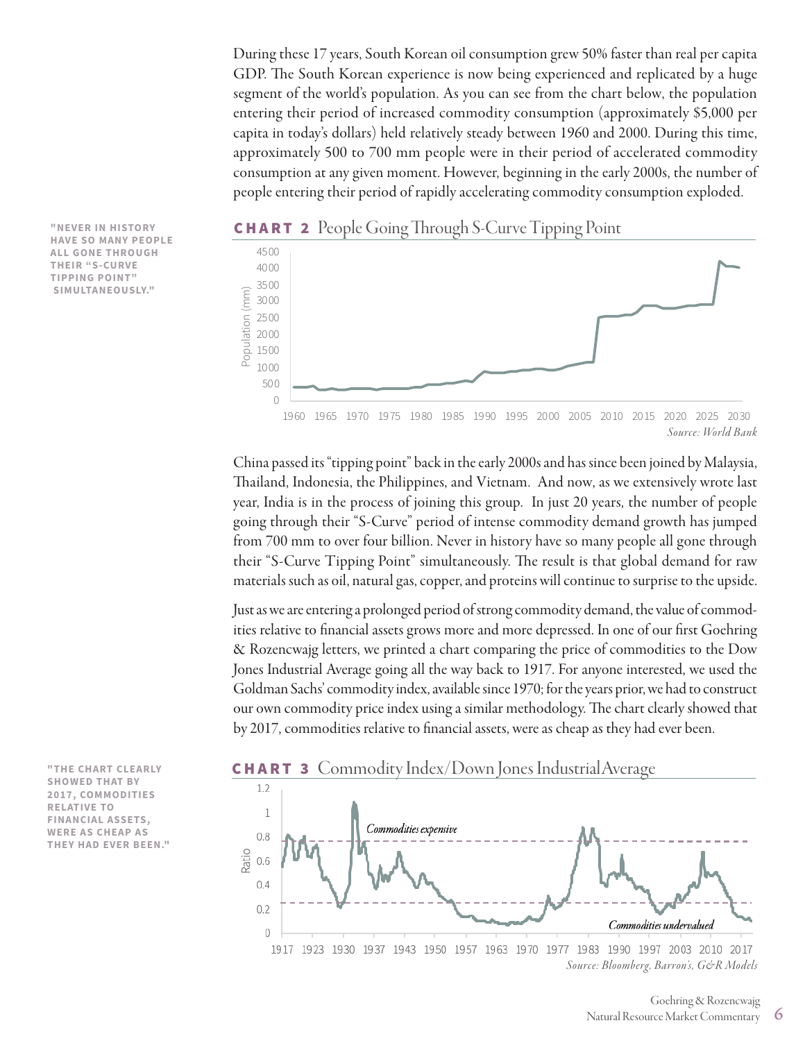During these 17 years, South Korean oil consumption grew 50% faster than real per capita GDP. The South Korean experience is now being experienced and replicated by a huge segment of the world's population. As you can see from the chart below, the population entering their period of increased commodity consumption (approximately $5,000 per capita in today's dollars) held relatively steady between 1960 and 2000. During this time, approximately 500 to 700 mm people were in their period of accelerated commodity consumption at any given moment. However, beginning in the early 2000s, the number of people entering their period of rapidly accelerating commodity consumption exploded.

**"NEVER IN HISTORY HAVE SO MANY PEOPLE ALL GONE THROUGH THEIR "S-CURVE TIPPING POINT" SIMULTANEOUSLY."**

**CHART 2** People Going Through S-Curve Tipping Point

*Source: World Bank*

China passed its "tipping point" back in the early 2000s and has since been joined by Malaysia, Thailand, Indonesia, the Philippines, and Vietnam. And now, as we extensively wrote last year, India is in the process of joining this group. In just 20 years, the number of people going through their "S-Curve" period of intense commodity demand growth has jumped from 700 mm to over four billion. Never in history have so many people all gone through their "S-Curve Tipping Point" simultaneously. The result is that global demand for raw materials such as oil, natural gas, copper, and proteins will continue to surprise to the upside.

Just as we are entering a prolonged period of strong commodity demand, the value of commodities relative to financial assets grows more and more depressed. In one of our first Goehring & Rozencwajg letters, we printed a chart comparing the price of commodities to the Dow Jones Industrial Average going all the way back to 1917. For anyone interested, we used the Goldman Sachs' commodity index, available since 1970; for the years prior, we had to construct our own commodity price index using a similar methodology. The chart clearly showed that by 2017, commodities relative to financial assets, were as cheap as they had ever been.

**"THE CHART CLEARLY SHOWED THAT BY 2017, COMMODITIES RELATIVE TO FINANCIAL ASSETS, WERE AS CHEAP AS THEY HAD EVER BEEN."**

**CHART 3** Commodity Index/Down Jones Industrial Average

*Source: Bloomberg, Barron's, G&R Models*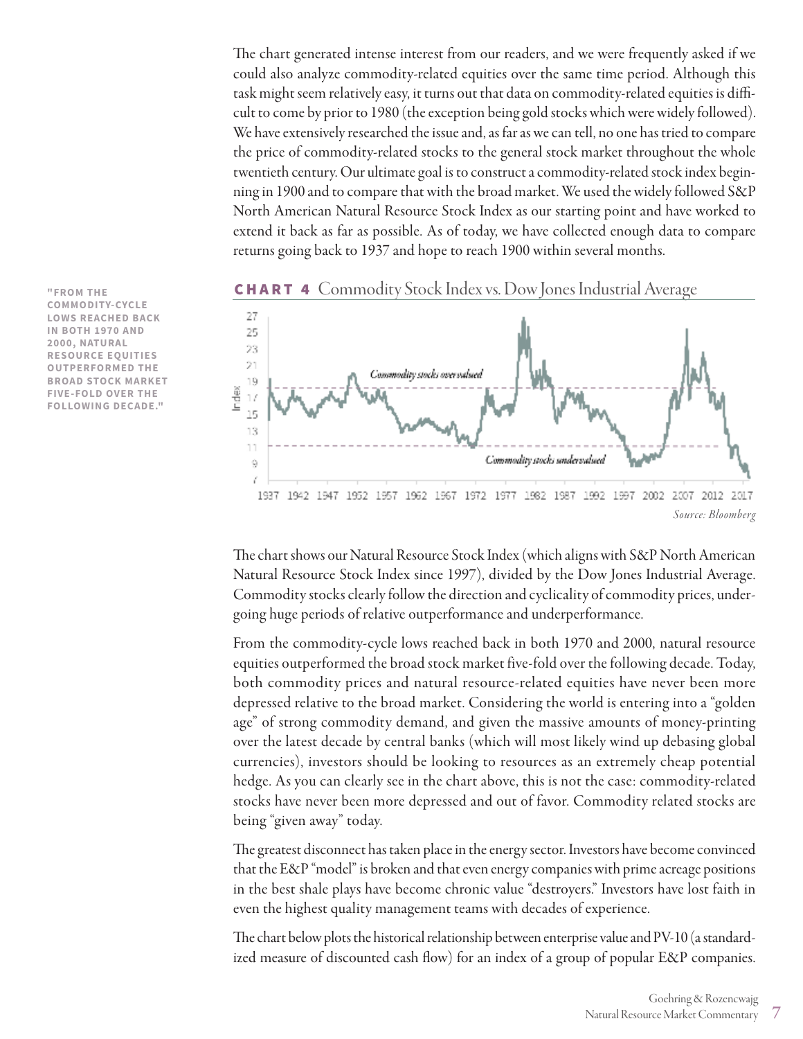The chart generated intense interest from our readers, and we were frequently asked if we could also analyze commodity-related equities over the same time period. Although this task might seem relatively easy, it turns out that data on commodity-related equities is difficult to come by prior to 1980 (the exception being gold stocks which were widely followed). We have extensively researched the issue and, as far as we can tell, no one has tried to compare the price of commodity-related stocks to the general stock market throughout the whole twentieth century. Our ultimate goal is to construct a commodity-related stock index beginning in 1900 and to compare that with the broad market. We used the widely followed S&P North American Natural Resource Stock Index as our starting point and have worked to extend it back as far as possible. As of today, we have collected enough data to compare returns going back to 1937 and hope to reach 1900 within several months.

**"FROM THE COMMODITY-CYCLE LOWS REACHED BACK IN BOTH 1970 AND 2000, NATURAL RESOURCE EQUITIES OUTPERFORMED THE BROAD STOCK MARKET FIVE-FOLD OVER THE FOLLOWING DECADE."**

**CHART 4** Commodity Stock Index vs. Dow Jones Industrial Average

*Source: Bloomberg*

The chart shows our Natural Resource Stock Index (which aligns with S&P North American Natural Resource Stock Index since 1997), divided by the Dow Jones Industrial Average. Commodity stocks clearly follow the direction and cyclicality of commodity prices, undergoing huge periods of relative outperformance and underperformance.

From the commodity-cycle lows reached back in both 1970 and 2000, natural resource equities outperformed the broad stock market five-fold over the following decade. Today, both commodity prices and natural resource-related equities have never been more depressed relative to the broad market. Considering the world is entering into a "golden age" of strong commodity demand, and given the massive amounts of money-printing over the latest decade by central banks (which will most likely wind up debasing global currencies), investors should be looking to resources as an extremely cheap potential hedge. As you can clearly see in the chart above, this is not the case: commodity-related stocks have never been more depressed and out of favor. Commodity related stocks are being "given away" today.

The greatest disconnect has taken place in the energy sector. Investors have become convinced that the E&P "model" is broken and that even energy companies with prime acreage positions in the best shale plays have become chronic value "destroyers." Investors have lost faith in even the highest quality management teams with decades of experience.

The chart below plots the historical relationship between enterprise value and PV-10 (a standardized measure of discounted cash flow) for an index of a group of popular E&P companies.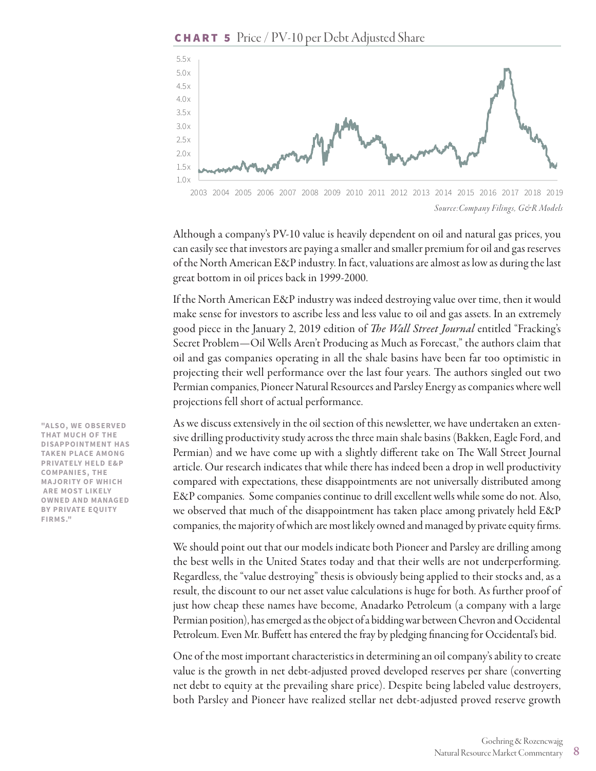**CHART 5** Price / PV-10 per Debt Adjusted Share

*Source:Company Filings, G&R Models*

Although a company's PV-10 value is heavily dependent on oil and natural gas prices, you can easily see that investors are paying a smaller and smaller premium for oil and gas reserves of the North American E&P industry. In fact, valuations are almost as low as during the last great bottom in oil prices back in 1999-2000.

If the North American E&P industry was indeed destroying value over time, then it would make sense for investors to ascribe less and less value to oil and gas assets. In an extremely good piece in the January 2, 2019 edition of *The Wall Street Journal* entitled "Fracking's Secret Problem—Oil Wells Aren't Producing as Much as Forecast," the authors claim that oil and gas companies operating in all the shale basins have been far too optimistic in projecting their well performance over the last four years. The authors singled out two Permian companies, Pioneer Natural Resources and Parsley Energy as companies where well projections fell short of actual performance.

**"ALSO, WE OBSERVED THAT MUCH OF THE DISAPPOINTMENT HAS TAKEN PLACE AMONG PRIVATELY HELD E&P COMPANIES, THE MAJORITY OF WHICH ARE MOST LIKELY OWNED AND MANAGED BY PRIVATE EQUITY FIRMS."**

As we discuss extensively in the oil section of this newsletter, we have undertaken an extensive drilling productivity study across the three main shale basins (Bakken, Eagle Ford, and Permian) and we have come up with a slightly different take on The Wall Street Journal article. Our research indicates that while there has indeed been a drop in well productivity compared with expectations, these disappointments are not universally distributed among E&P companies. Some companies continue to drill excellent wells while some do not. Also, we observed that much of the disappointment has taken place among privately held E&P companies, the majority of which are most likely owned and managed by private equity firms.

We should point out that our models indicate both Pioneer and Parsley are drilling among the best wells in the United States today and that their wells are not underperforming. Regardless, the "value destroying" thesis is obviously being applied to their stocks and, as a result, the discount to our net asset value calculations is huge for both. As further proof of just how cheap these names have become, Anadarko Petroleum (a company with a large Permian position), has emerged as the object of a bidding war between Chevron and Occidental Petroleum. Even Mr. Buffett has entered the fray by pledging financing for Occidental's bid.

One of the most important characteristics in determining an oil company's ability to create value is the growth in net debt-adjusted proved developed reserves per share (converting net debt to equity at the prevailing share price). Despite being labeled value destroyers, both Parsley and Pioneer have realized stellar net debt-adjusted proved reserve growth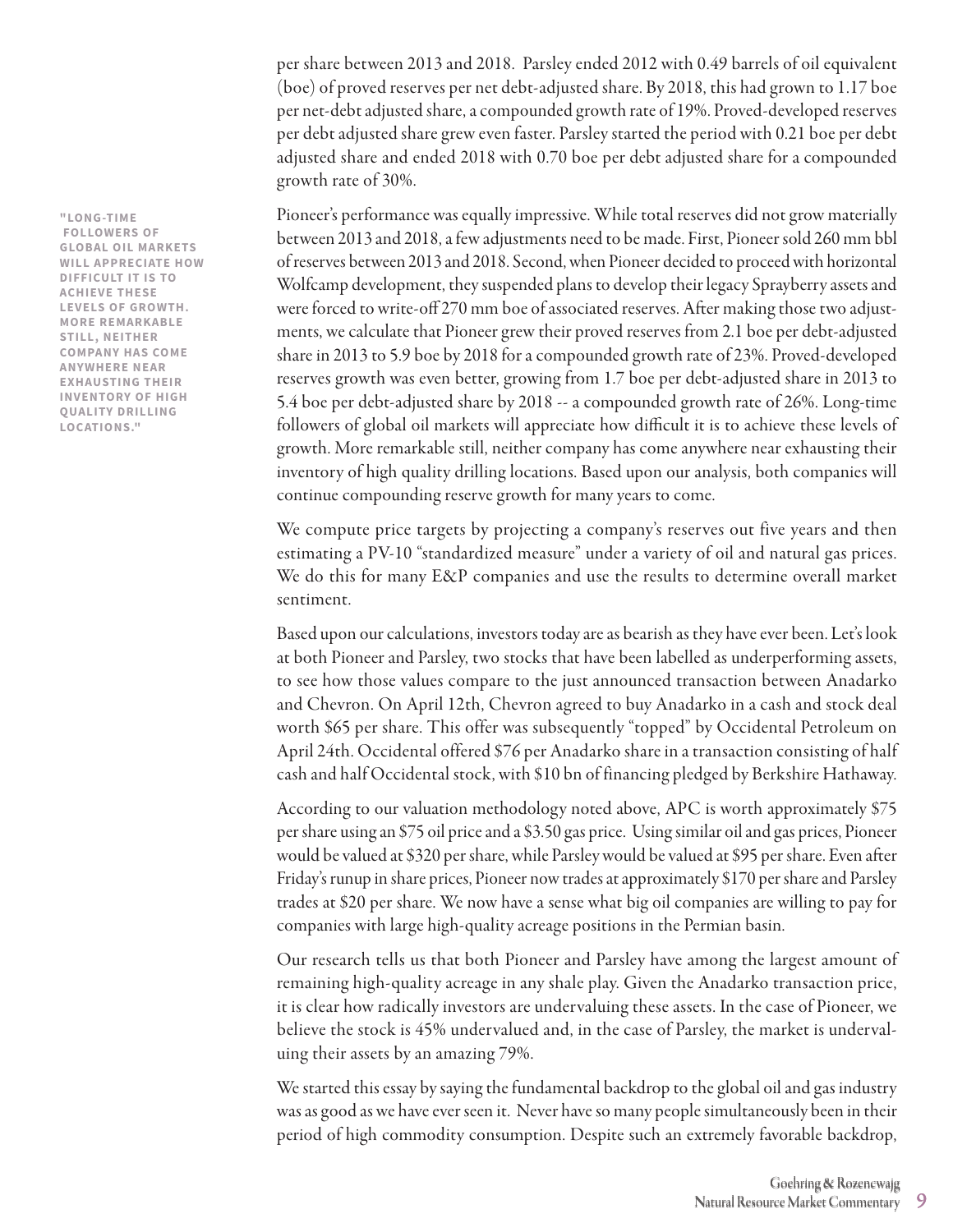per share between 2013 and 2018. Parsley ended 2012 with 0.49 barrels of oil equivalent (boe) of proved reserves per net debt-adjusted share. By 2018, this had grown to 1.17 boe per net-debt adjusted share, a compounded growth rate of 19%. Proved-developed reserves per debt adjusted share grew even faster. Parsley started the period with 0.21 boe per debt adjusted share and ended 2018 with 0.70 boe per debt adjusted share for a compounded growth rate of 30%.

**"LONG-TIME FOLLOWERS OF GLOBAL OIL MARKETS WILL APPRECIATE HOW DIFFICULT IT IS TO ACHIEVE THESE LEVELS OF GROWTH. MORE REMARKABLE STILL, NEITHER COMPANY HAS COME ANYWHERE NEAR EXHAUSTING THEIR INVENTORY OF HIGH QUALITY DRILLING LOCATIONS."**

Pioneer's performance was equally impressive. While total reserves did not grow materially between 2013 and 2018, a few adjustments need to be made. First, Pioneer sold 260 mm bbl of reserves between 2013 and 2018. Second, when Pioneer decided to proceed with horizontal Wolfcamp development, they suspended plans to develop their legacy Sprayberry assets and were forced to write-off 270 mm boe of associated reserves. After making those two adjustments, we calculate that Pioneer grew their proved reserves from 2.1 boe per debt-adjusted share in 2013 to 5.9 boe by 2018 for a compounded growth rate of 23%. Proved-developed reserves growth was even better, growing from 1.7 boe per debt-adjusted share in 2013 to 5.4 boe per debt-adjusted share by 2018 -- a compounded growth rate of 26%. Long-time followers of global oil markets will appreciate how difficult it is to achieve these levels of growth. More remarkable still, neither company has come anywhere near exhausting their inventory of high quality drilling locations. Based upon our analysis, both companies will continue compounding reserve growth for many years to come.

We compute price targets by projecting a company's reserves out five years and then estimating a PV-10 "standardized measure" under a variety of oil and natural gas prices. We do this for many E&P companies and use the results to determine overall market sentiment.

Based upon our calculations, investors today are as bearish as they have ever been. Let's look at both Pioneer and Parsley, two stocks that have been labelled as underperforming assets, to see how those values compare to the just announced transaction between Anadarko and Chevron. On April 12th, Chevron agreed to buy Anadarko in a cash and stock deal worth $65 per share. This offer was subsequently "topped" by Occidental Petroleum on April 24th. Occidental offered $76 per Anadarko share in a transaction consisting of half cash and half Occidental stock, with $10 bn of financing pledged by Berkshire Hathaway.

According to our valuation methodology noted above, APC is worth approximately $75 per share using an $75 oil price and a $3.50 gas price. Using similar oil and gas prices, Pioneer would be valued at $320 per share, while Parsley would be valued at $95 per share. Even after Friday's runup in share prices, Pioneer now trades at approximately $170 per share and Parsley trades at $20 per share. We now have a sense what big oil companies are willing to pay for companies with large high-quality acreage positions in the Permian basin.

Our research tells us that both Pioneer and Parsley have among the largest amount of remaining high-quality acreage in any shale play. Given the Anadarko transaction price, it is clear how radically investors are undervaluing these assets. In the case of Pioneer, we believe the stock is 45% undervalued and, in the case of Parsley, the market is undervaluing their assets by an amazing 79%.

We started this essay by saying the fundamental backdrop to the global oil and gas industry was as good as we have ever seen it. Never have so many people simultaneously been in their period of high commodity consumption. Despite such an extremely favorable backdrop,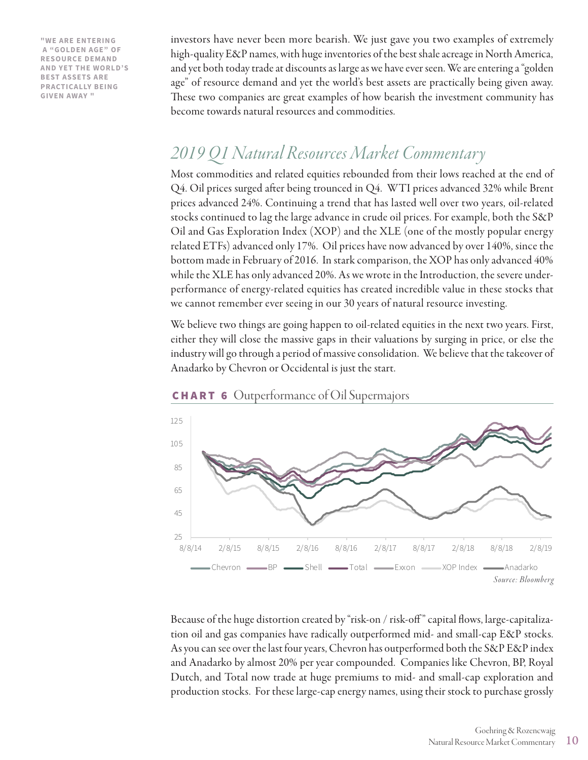> "WE ARE ENTERING A "GOLDEN AGE" OF RESOURCE DEMAND AND YET THE WORLD'S BEST ASSETS ARE PRACTICALLY BEING GIVEN AWAY "

investors have never been more bearish. We just gave you two examples of extremely high-quality E&P names, with huge inventories of the best shale acreage in North America, and yet both today trade at discounts as large as we have ever seen. We are entering a "golden age" of resource demand and yet the world's best assets are practically being given away. These two companies are great examples of how bearish the investment community has become towards natural resources and commodities.

## *2019 Q1 Natural Resources Market Commentary*

Most commodities and related equities rebounded from their lows reached at the end of Q4. Oil prices surged after being trounced in Q4. WTI prices advanced 32% while Brent prices advanced 24%. Continuing a trend that has lasted well over two years, oil-related stocks continued to lag the large advance in crude oil prices. For example, both the S&P Oil and Gas Exploration Index (XOP) and the XLE (one of the mostly popular energy related ETFs) advanced only 17%. Oil prices have now advanced by over 140%, since the bottom made in February of 2016. In stark comparison, the XOP has only advanced 40% while the XLE has only advanced 20%. As we wrote in the Introduction, the severe under-performance of energy-related equities has created incredible value in these stocks that we cannot remember ever seeing in our 30 years of natural resource investing.

We believe two things are going happen to oil-related equities in the next two years. First, either they will close the massive gaps in their valuations by surging in price, or else the industry will go through a period of massive consolidation. We believe that the takeover of Anadarko by Chevron or Occidental is just the start.

**CHART 6** Outperformance of Oil Supermajors

*Source: Bloomberg*

Because of the huge distortion created by "risk-on / risk-off" capital flows, large-capitalization oil and gas companies have radically outperformed mid- and small-cap E&P stocks. As you can see over the last four years, Chevron has outperformed both the S&P E&P index and Anadarko by almost 20% per year compounded. Companies like Chevron, BP, Royal Dutch, and Total now trade at huge premiums to mid- and small-cap exploration and production stocks. For these large-cap energy names, using their stock to purchase grossly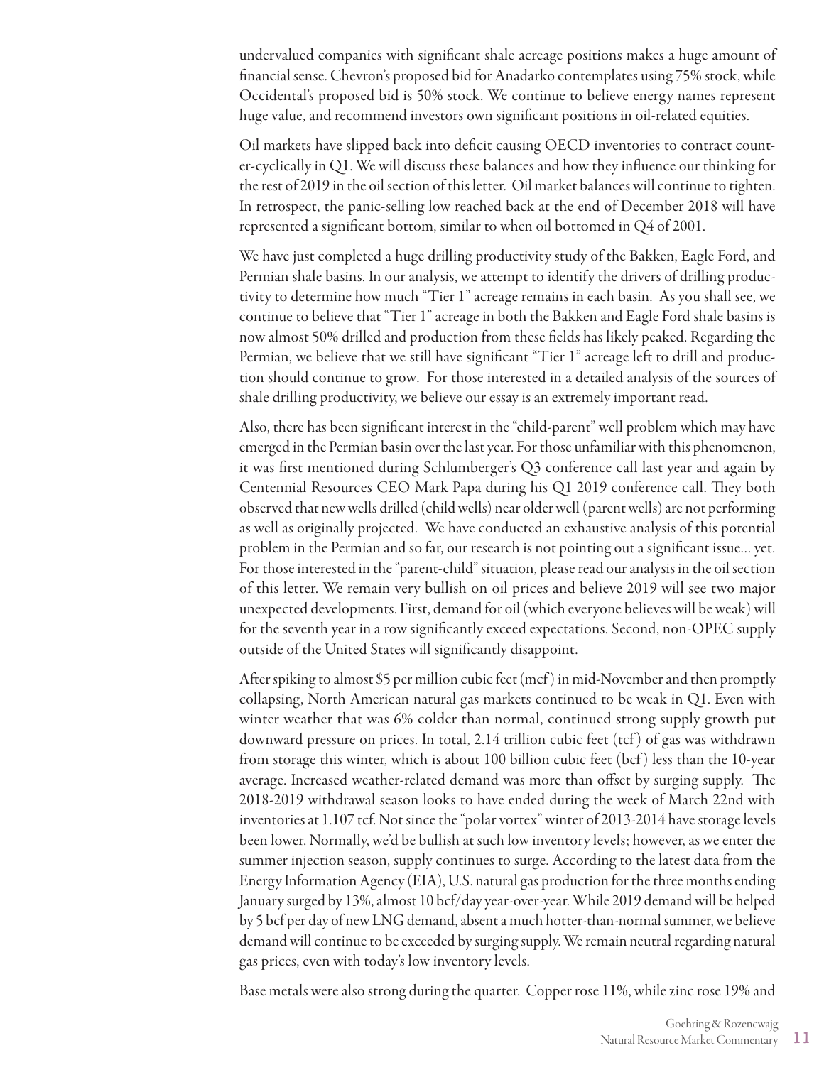undervalued companies with significant shale acreage positions makes a huge amount of financial sense. Chevron's proposed bid for Anadarko contemplates using 75% stock, while Occidental's proposed bid is 50% stock. We continue to believe energy names represent huge value, and recommend investors own significant positions in oil-related equities.

Oil markets have slipped back into deficit causing OECD inventories to contract counter-cyclically in Q1. We will discuss these balances and how they influence our thinking for the rest of 2019 in the oil section of this letter. Oil market balances will continue to tighten. In retrospect, the panic-selling low reached back at the end of December 2018 will have represented a significant bottom, similar to when oil bottomed in Q4 of 2001.

We have just completed a huge drilling productivity study of the Bakken, Eagle Ford, and Permian shale basins. In our analysis, we attempt to identify the drivers of drilling productivity to determine how much "Tier 1" acreage remains in each basin. As you shall see, we continue to believe that "Tier 1" acreage in both the Bakken and Eagle Ford shale basins is now almost 50% drilled and production from these fields has likely peaked. Regarding the Permian, we believe that we still have significant "Tier 1" acreage left to drill and production should continue to grow. For those interested in a detailed analysis of the sources of shale drilling productivity, we believe our essay is an extremely important read.

Also, there has been significant interest in the "child-parent" well problem which may have emerged in the Permian basin over the last year. For those unfamiliar with this phenomenon, it was first mentioned during Schlumberger's Q3 conference call last year and again by Centennial Resources CEO Mark Papa during his Q1 2019 conference call. They both observed that new wells drilled (child wells) near older well (parent wells) are not performing as well as originally projected. We have conducted an exhaustive analysis of this potential problem in the Permian and so far, our research is not pointing out a significant issue… yet. For those interested in the "parent-child" situation, please read our analysis in the oil section of this letter. We remain very bullish on oil prices and believe 2019 will see two major unexpected developments. First, demand for oil (which everyone believes will be weak) will for the seventh year in a row significantly exceed expectations. Second, non-OPEC supply outside of the United States will significantly disappoint.

After spiking to almost $5 per million cubic feet (mcf) in mid-November and then promptly collapsing, North American natural gas markets continued to be weak in Q1. Even with winter weather that was 6% colder than normal, continued strong supply growth put downward pressure on prices. In total, 2.14 trillion cubic feet (tcf) of gas was withdrawn from storage this winter, which is about 100 billion cubic feet (bcf) less than the 10-year average. Increased weather-related demand was more than offset by surging supply. The 2018-2019 withdrawal season looks to have ended during the week of March 22nd with inventories at 1.107 tcf. Not since the "polar vortex" winter of 2013-2014 have storage levels been lower. Normally, we'd be bullish at such low inventory levels; however, as we enter the summer injection season, supply continues to surge. According to the latest data from the Energy Information Agency (EIA), U.S. natural gas production for the three months ending January surged by 13%, almost 10 bcf/day year-over-year. While 2019 demand will be helped by 5 bcf per day of new LNG demand, absent a much hotter-than-normal summer, we believe demand will continue to be exceeded by surging supply. We remain neutral regarding natural gas prices, even with today's low inventory levels.

Base metals were also strong during the quarter. Copper rose 11%, while zinc rose 19% and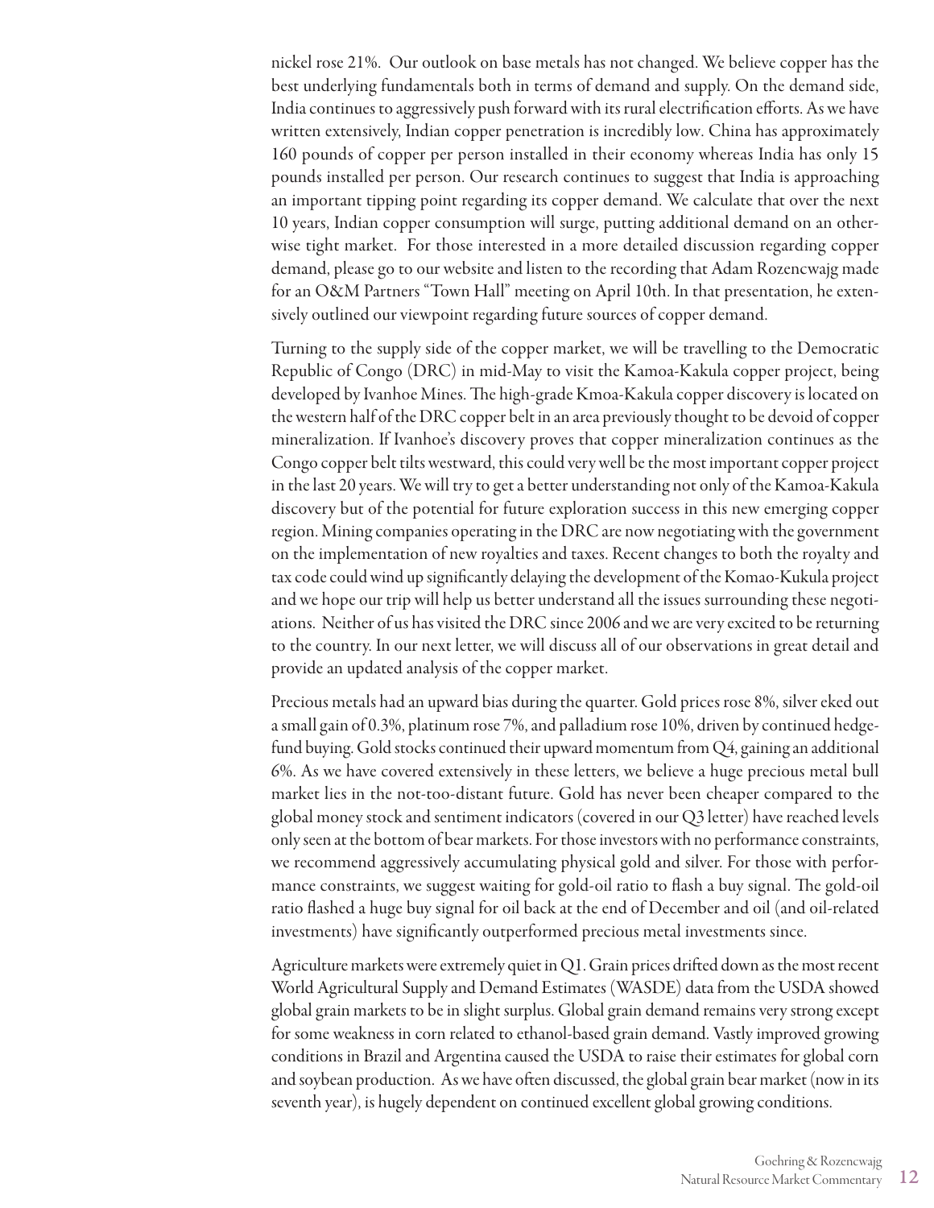nickel rose 21%. Our outlook on base metals has not changed. We believe copper has the best underlying fundamentals both in terms of demand and supply. On the demand side, India continues to aggressively push forward with its rural electrification efforts. As we have written extensively, Indian copper penetration is incredibly low. China has approximately 160 pounds of copper per person installed in their economy whereas India has only 15 pounds installed per person. Our research continues to suggest that India is approaching an important tipping point regarding its copper demand. We calculate that over the next 10 years, Indian copper consumption will surge, putting additional demand on an otherwise tight market. For those interested in a more detailed discussion regarding copper demand, please go to our website and listen to the recording that Adam Rozencwajg made for an O&M Partners "Town Hall" meeting on April 10th. In that presentation, he extensively outlined our viewpoint regarding future sources of copper demand.

Turning to the supply side of the copper market, we will be travelling to the Democratic Republic of Congo (DRC) in mid-May to visit the Kamoa-Kakula copper project, being developed by Ivanhoe Mines. The high-grade Kmoa-Kakula copper discovery is located on the western half of the DRC copper belt in an area previously thought to be devoid of copper mineralization. If Ivanhoe's discovery proves that copper mineralization continues as the Congo copper belt tilts westward, this could very well be the most important copper project in the last 20 years. We will try to get a better understanding not only of the Kamoa-Kakula discovery but of the potential for future exploration success in this new emerging copper region. Mining companies operating in the DRC are now negotiating with the government on the implementation of new royalties and taxes. Recent changes to both the royalty and tax code could wind up significantly delaying the development of the Komao-Kukula project and we hope our trip will help us better understand all the issues surrounding these negotiations. Neither of us has visited the DRC since 2006 and we are very excited to be returning to the country. In our next letter, we will discuss all of our observations in great detail and provide an updated analysis of the copper market.

Precious metals had an upward bias during the quarter. Gold prices rose 8%, silver eked out a small gain of 0.3%, platinum rose 7%, and palladium rose 10%, driven by continued hedge-fund buying. Gold stocks continued their upward momentum from Q4, gaining an additional 6%. As we have covered extensively in these letters, we believe a huge precious metal bull market lies in the not-too-distant future. Gold has never been cheaper compared to the global money stock and sentiment indicators (covered in our Q3 letter) have reached levels only seen at the bottom of bear markets. For those investors with no performance constraints, we recommend aggressively accumulating physical gold and silver. For those with performance constraints, we suggest waiting for gold-oil ratio to flash a buy signal. The gold-oil ratio flashed a huge buy signal for oil back at the end of December and oil (and oil-related investments) have significantly outperformed precious metal investments since.

Agriculture markets were extremely quiet in Q1. Grain prices drifted down as the most recent World Agricultural Supply and Demand Estimates (WASDE) data from the USDA showed global grain markets to be in slight surplus. Global grain demand remains very strong except for some weakness in corn related to ethanol-based grain demand. Vastly improved growing conditions in Brazil and Argentina caused the USDA to raise their estimates for global corn and soybean production. As we have often discussed, the global grain bear market (now in its seventh year), is hugely dependent on continued excellent global growing conditions.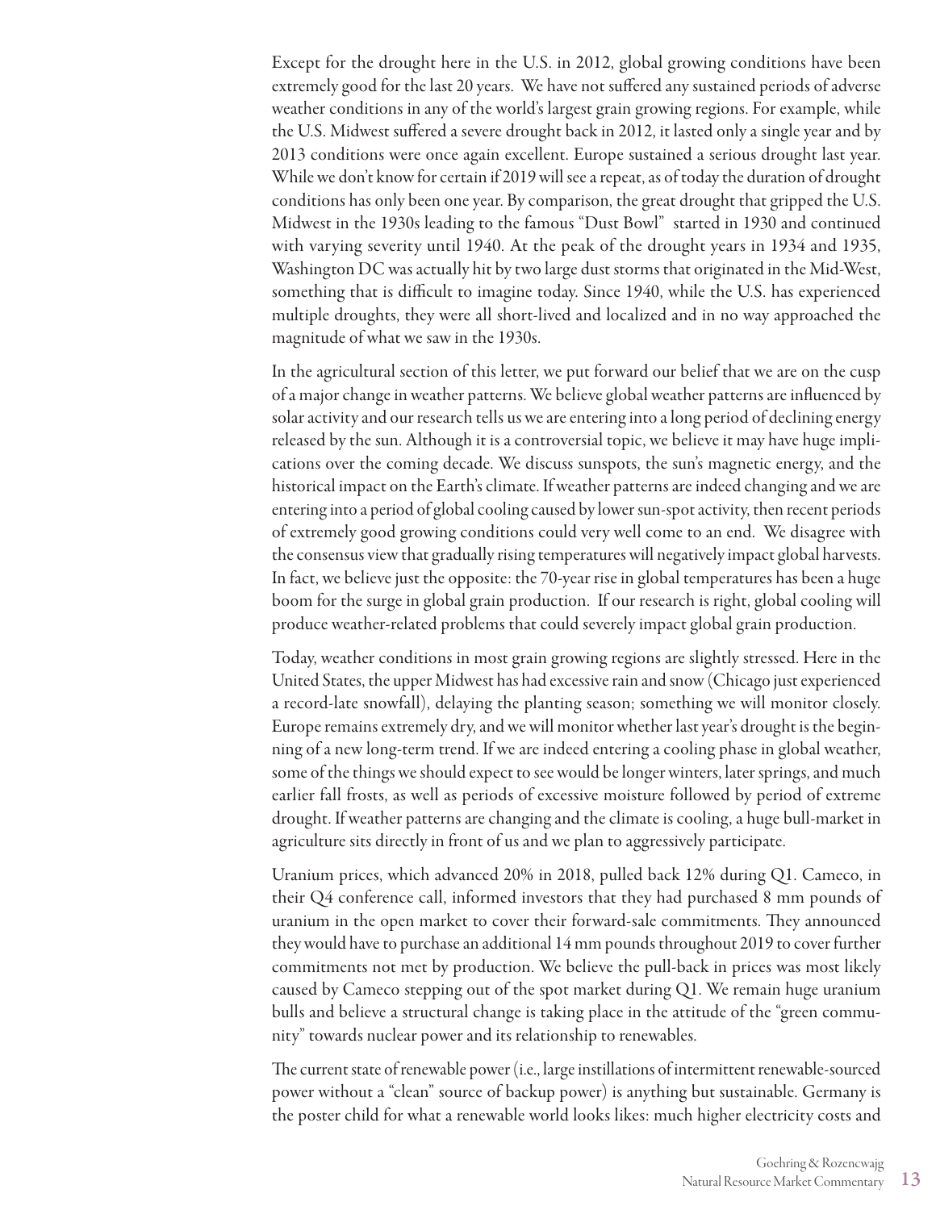Except for the drought here in the U.S. in 2012, global growing conditions have been extremely good for the last 20 years. We have not suffered any sustained periods of adverse weather conditions in any of the world's largest grain growing regions. For example, while the U.S. Midwest suffered a severe drought back in 2012, it lasted only a single year and by 2013 conditions were once again excellent. Europe sustained a serious drought last year. While we don't know for certain if 2019 will see a repeat, as of today the duration of drought conditions has only been one year. By comparison, the great drought that gripped the U.S. Midwest in the 1930s leading to the famous "Dust Bowl" started in 1930 and continued with varying severity until 1940. At the peak of the drought years in 1934 and 1935, Washington DC was actually hit by two large dust storms that originated in the Mid-West, something that is difficult to imagine today. Since 1940, while the U.S. has experienced multiple droughts, they were all short-lived and localized and in no way approached the magnitude of what we saw in the 1930s.

In the agricultural section of this letter, we put forward our belief that we are on the cusp of a major change in weather patterns. We believe global weather patterns are influenced by solar activity and our research tells us we are entering into a long period of declining energy released by the sun. Although it is a controversial topic, we believe it may have huge implications over the coming decade. We discuss sunspots, the sun's magnetic energy, and the historical impact on the Earth's climate. If weather patterns are indeed changing and we are entering into a period of global cooling caused by lower sun-spot activity, then recent periods of extremely good growing conditions could very well come to an end. We disagree with the consensus view that gradually rising temperatures will negatively impact global harvests. In fact, we believe just the opposite: the 70-year rise in global temperatures has been a huge boom for the surge in global grain production. If our research is right, global cooling will produce weather-related problems that could severely impact global grain production.

Today, weather conditions in most grain growing regions are slightly stressed. Here in the United States, the upper Midwest has had excessive rain and snow (Chicago just experienced a record-late snowfall), delaying the planting season; something we will monitor closely. Europe remains extremely dry, and we will monitor whether last year's drought is the beginning of a new long-term trend. If we are indeed entering a cooling phase in global weather, some of the things we should expect to see would be longer winters, later springs, and much earlier fall frosts, as well as periods of excessive moisture followed by period of extreme drought. If weather patterns are changing and the climate is cooling, a huge bull-market in agriculture sits directly in front of us and we plan to aggressively participate.

Uranium prices, which advanced 20% in 2018, pulled back 12% during Q1. Cameco, in their Q4 conference call, informed investors that they had purchased 8 mm pounds of uranium in the open market to cover their forward-sale commitments. They announced they would have to purchase an additional 14 mm pounds throughout 2019 to cover further commitments not met by production. We believe the pull-back in prices was most likely caused by Cameco stepping out of the spot market during Q1. We remain huge uranium bulls and believe a structural change is taking place in the attitude of the "green community" towards nuclear power and its relationship to renewables.

The current state of renewable power (i.e., large instillations of intermittent renewable-sourced power without a "clean" source of backup power) is anything but sustainable. Germany is the poster child for what a renewable world looks likes: much higher electricity costs and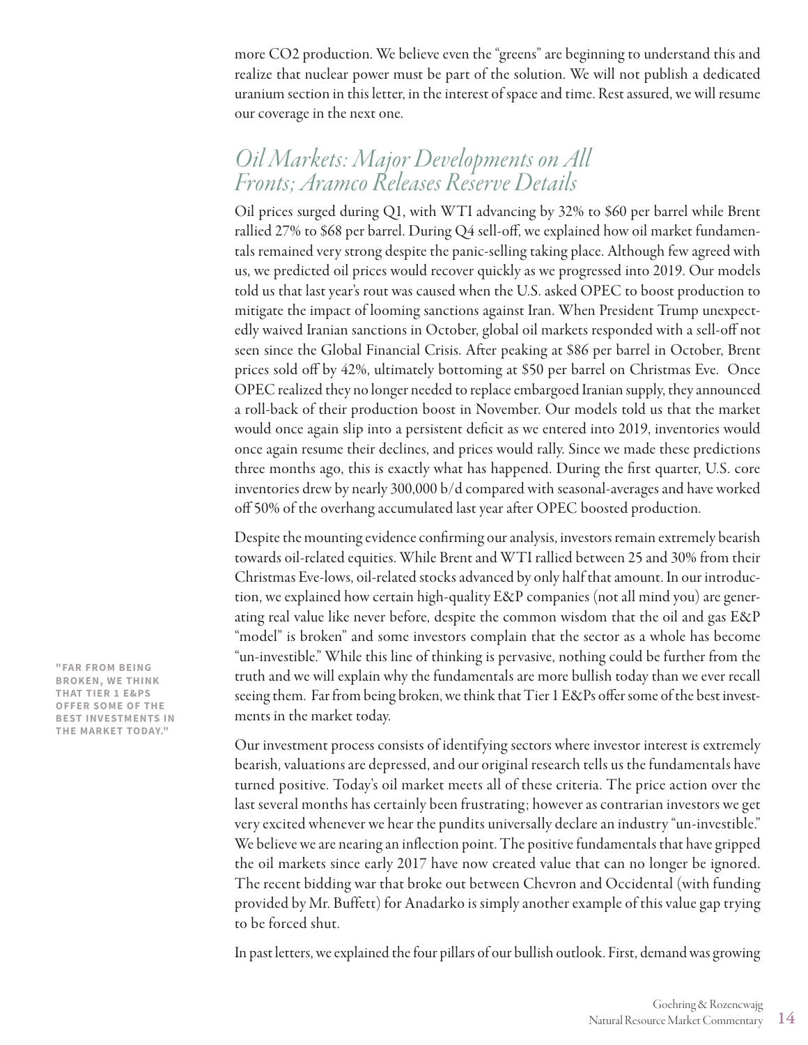more $CO_2$ production. We believe even the "greens" are beginning to understand this and realize that nuclear power must be part of the solution. We will not publish a dedicated uranium section in this letter, in the interest of space and time. Rest assured, we will resume our coverage in the next one.

## *Oil Markets: Major Developments on All Fronts; Aramco Releases Reserve Details*

Oil prices surged during Q1, with WTI advancing by 32% to $60 per barrel while Brent rallied 27% to $68 per barrel. During Q4 sell-off, we explained how oil market fundamentals remained very strong despite the panic-selling taking place. Although few agreed with us, we predicted oil prices would recover quickly as we progressed into 2019. Our models told us that last year's rout was caused when the U.S. asked OPEC to boost production to mitigate the impact of looming sanctions against Iran. When President Trump unexpectedly waived Iranian sanctions in October, global oil markets responded with a sell-off not seen since the Global Financial Crisis. After peaking at $86 per barrel in October, Brent prices sold off by 42%, ultimately bottoming at $50 per barrel on Christmas Eve. Once OPEC realized they no longer needed to replace embargoed Iranian supply, they announced a roll-back of their production boost in November. Our models told us that the market would once again slip into a persistent deficit as we entered into 2019, inventories would once again resume their declines, and prices would rally. Since we made these predictions three months ago, this is exactly what has happened. During the first quarter, U.S. core inventories drew by nearly 300,000 b/d compared with seasonal-averages and have worked off 50% of the overhang accumulated last year after OPEC boosted production.

Despite the mounting evidence confirming our analysis, investors remain extremely bearish towards oil-related equities. While Brent and WTI rallied between 25 and 30% from their Christmas Eve-lows, oil-related stocks advanced by only half that amount. In our introduction, we explained how certain high-quality E&P companies (not all mind you) are generating real value like never before, despite the common wisdom that the oil and gas E&P "model" is broken" and some investors complain that the sector as a whole has become "un-investible." While this line of thinking is pervasive, nothing could be further from the truth and we will explain why the fundamentals are more bullish today than we ever recall seeing them. Far from being broken, we think that Tier 1 E&Ps offer some of the best investments in the market today.

> **"FAR FROM BEING BROKEN, WE THINK THAT TIER 1 E&PS OFFER SOME OF THE BEST INVESTMENTS IN THE MARKET TODAY."**

Our investment process consists of identifying sectors where investor interest is extremely bearish, valuations are depressed, and our original research tells us the fundamentals have turned positive. Today's oil market meets all of these criteria. The price action over the last several months has certainly been frustrating; however as contrarian investors we get very excited whenever we hear the pundits universally declare an industry "un-investible." We believe we are nearing an inflection point. The positive fundamentals that have gripped the oil markets since early 2017 have now created value that can no longer be ignored. The recent bidding war that broke out between Chevron and Occidental (with funding provided by Mr. Buffett) for Anadarko is simply another example of this value gap trying to be forced shut.

In past letters, we explained the four pillars of our bullish outlook. First, demand was growing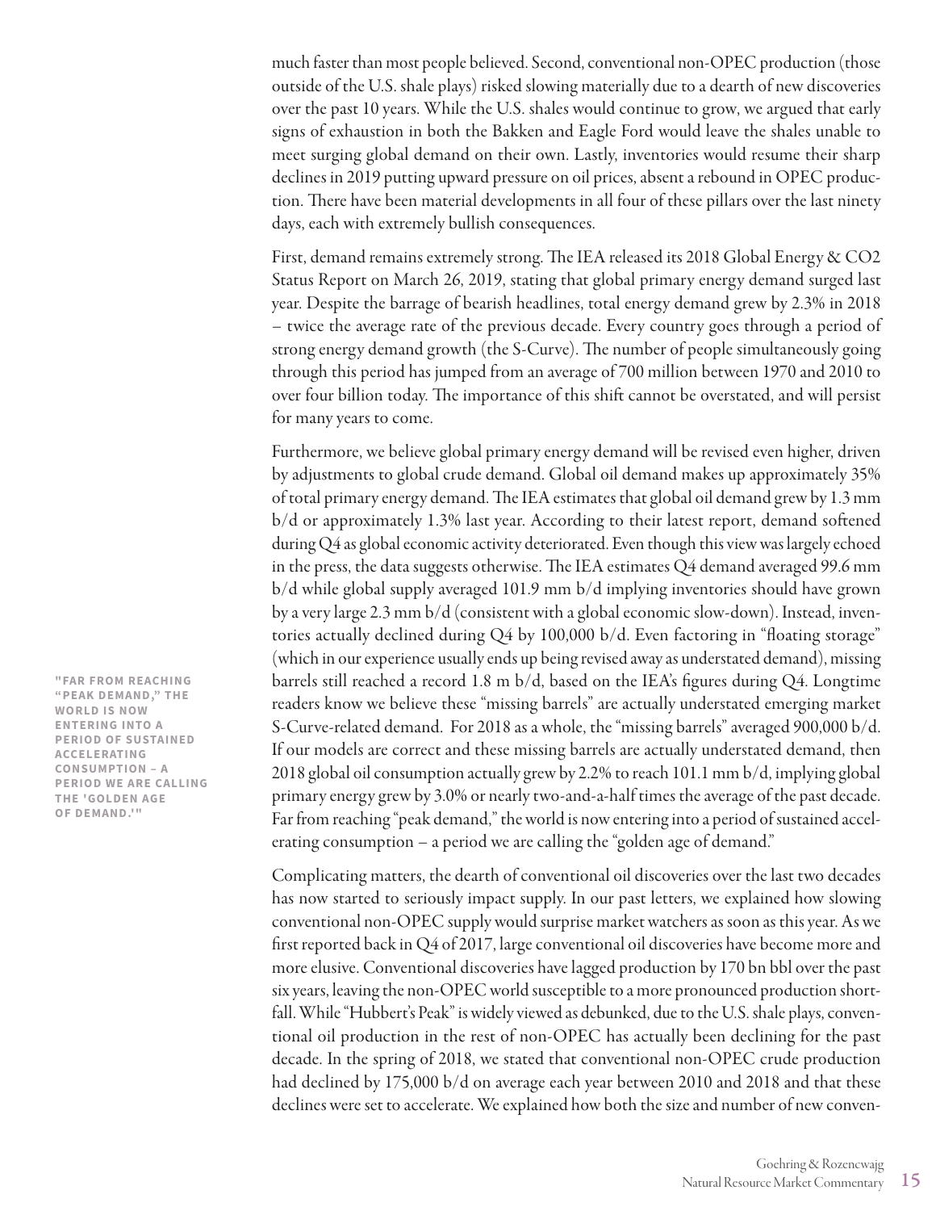much faster than most people believed. Second, conventional non-OPEC production (those outside of the U.S. shale plays) risked slowing materially due to a dearth of new discoveries over the past 10 years. While the U.S. shales would continue to grow, we argued that early signs of exhaustion in both the Bakken and Eagle Ford would leave the shales unable to meet surging global demand on their own. Lastly, inventories would resume their sharp declines in 2019 putting upward pressure on oil prices, absent a rebound in OPEC production. There have been material developments in all four of these pillars over the last ninety days, each with extremely bullish consequences.

First, demand remains extremely strong. The IEA released its 2018 Global Energy & CO2 Status Report on March 26, 2019, stating that global primary energy demand surged last year. Despite the barrage of bearish headlines, total energy demand grew by 2.3% in 2018 – twice the average rate of the previous decade. Every country goes through a period of strong energy demand growth (the S-Curve). The number of people simultaneously going through this period has jumped from an average of 700 million between 1970 and 2010 to over four billion today. The importance of this shift cannot be overstated, and will persist for many years to come.

Furthermore, we believe global primary energy demand will be revised even higher, driven by adjustments to global crude demand. Global oil demand makes up approximately 35% of total primary energy demand. The IEA estimates that global oil demand grew by 1.3 mm b/d or approximately 1.3% last year. According to their latest report, demand softened during Q4 as global economic activity deteriorated. Even though this view was largely echoed in the press, the data suggests otherwise. The IEA estimates Q4 demand averaged 99.6 mm b/d while global supply averaged 101.9 mm b/d implying inventories should have grown by a very large 2.3 mm b/d (consistent with a global economic slow-down). Instead, inventories actually declined during Q4 by 100,000 b/d. Even factoring in "floating storage" (which in our experience usually ends up being revised away as understated demand), missing barrels still reached a record 1.8 m b/d, based on the IEA's figures during Q4. Longtime readers know we believe these "missing barrels" are actually understated emerging market S-Curve-related demand. For 2018 as a whole, the "missing barrels" averaged 900,000 b/d. If our models are correct and these missing barrels are actually understated demand, then 2018 global oil consumption actually grew by 2.2% to reach 101.1 mm b/d, implying global primary energy grew by 3.0% or nearly two-and-a-half times the average of the past decade. Far from reaching "peak demand," the world is now entering into a period of sustained accelerating consumption – a period we are calling the "golden age of demand."

**"FAR FROM REACHING "PEAK DEMAND," THE WORLD IS NOW ENTERING INTO A PERIOD OF SUSTAINED ACCELERATING CONSUMPTION – A PERIOD WE ARE CALLING THE 'GOLDEN AGE OF DEMAND.'"**

Complicating matters, the dearth of conventional oil discoveries over the last two decades has now started to seriously impact supply. In our past letters, we explained how slowing conventional non-OPEC supply would surprise market watchers as soon as this year. As we first reported back in Q4 of 2017, large conventional oil discoveries have become more and more elusive. Conventional discoveries have lagged production by 170 bn bbl over the past six years, leaving the non-OPEC world susceptible to a more pronounced production shortfall. While "Hubbert's Peak" is widely viewed as debunked, due to the U.S. shale plays, conventional oil production in the rest of non-OPEC has actually been declining for the past decade. In the spring of 2018, we stated that conventional non-OPEC crude production had declined by 175,000 b/d on average each year between 2010 and 2018 and that these declines were set to accelerate. We explained how both the size and number of new conven-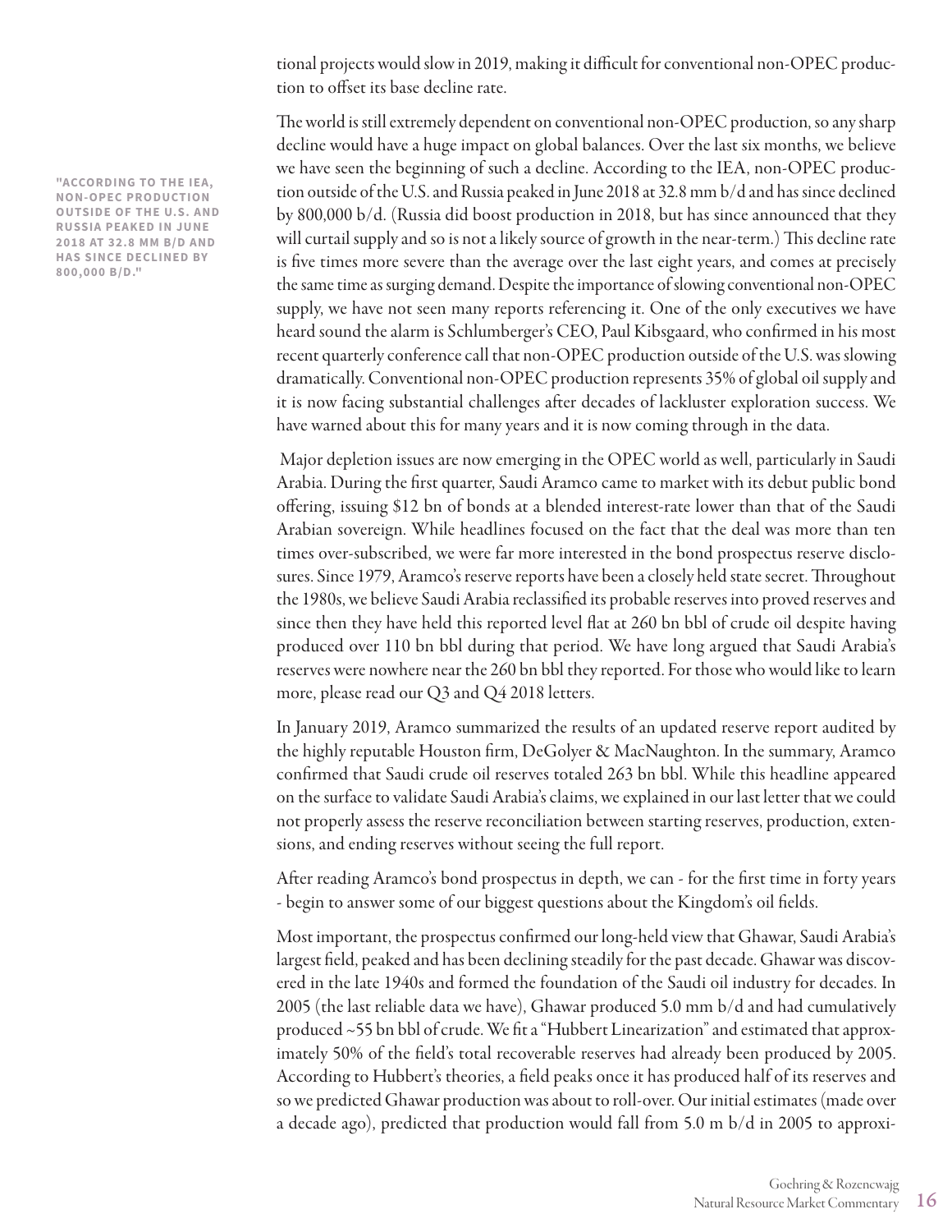tional projects would slow in 2019, making it difficult for conventional non-OPEC production to offset its base decline rate.

**"ACCORDING TO THE IEA, NON-OPEC PRODUCTION OUTSIDE OF THE U.S. AND RUSSIA PEAKED IN JUNE 2018 AT 32.8 MM B/D AND HAS SINCE DECLINED BY 800,000 B/D."**

The world is still extremely dependent on conventional non-OPEC production, so any sharp decline would have a huge impact on global balances. Over the last six months, we believe we have seen the beginning of such a decline. According to the IEA, non-OPEC production outside of the U.S. and Russia peaked in June 2018 at 32.8 mm b/d and has since declined by 800,000 b/d. (Russia did boost production in 2018, but has since announced that they will curtail supply and so is not a likely source of growth in the near-term.) This decline rate is five times more severe than the average over the last eight years, and comes at precisely the same time as surging demand. Despite the importance of slowing conventional non-OPEC supply, we have not seen many reports referencing it. One of the only executives we have heard sound the alarm is Schlumberger's CEO, Paul Kibsgaard, who confirmed in his most recent quarterly conference call that non-OPEC production outside of the U.S. was slowing dramatically. Conventional non-OPEC production represents 35% of global oil supply and it is now facing substantial challenges after decades of lackluster exploration success. We have warned about this for many years and it is now coming through in the data.

Major depletion issues are now emerging in the OPEC world as well, particularly in Saudi Arabia. During the first quarter, Saudi Aramco came to market with its debut public bond offering, issuing $12 bn of bonds at a blended interest-rate lower than that of the Saudi Arabian sovereign. While headlines focused on the fact that the deal was more than ten times over-subscribed, we were far more interested in the bond prospectus reserve disclosures. Since 1979, Aramco's reserve reports have been a closely held state secret. Throughout the 1980s, we believe Saudi Arabia reclassified its probable reserves into proved reserves and since then they have held this reported level flat at 260 bn bbl of crude oil despite having produced over 110 bn bbl during that period. We have long argued that Saudi Arabia's reserves were nowhere near the 260 bn bbl they reported. For those who would like to learn more, please read our Q3 and Q4 2018 letters.

In January 2019, Aramco summarized the results of an updated reserve report audited by the highly reputable Houston firm, DeGolyer & MacNaughton. In the summary, Aramco confirmed that Saudi crude oil reserves totaled 263 bn bbl. While this headline appeared on the surface to validate Saudi Arabia's claims, we explained in our last letter that we could not properly assess the reserve reconciliation between starting reserves, production, extensions, and ending reserves without seeing the full report.

After reading Aramco's bond prospectus in depth, we can - for the first time in forty years - begin to answer some of our biggest questions about the Kingdom's oil fields.

Most important, the prospectus confirmed our long-held view that Ghawar, Saudi Arabia's largest field, peaked and has been declining steadily for the past decade. Ghawar was discovered in the late 1940s and formed the foundation of the Saudi oil industry for decades. In 2005 (the last reliable data we have), Ghawar produced 5.0 mm b/d and had cumulatively produced ~55 bn bbl of crude. We fit a "Hubbert Linearization" and estimated that approximately 50% of the field's total recoverable reserves had already been produced by 2005. According to Hubbert's theories, a field peaks once it has produced half of its reserves and so we predicted Ghawar production was about to roll-over. Our initial estimates (made over a decade ago), predicted that production would fall from 5.0 m b/d in 2005 to approxi-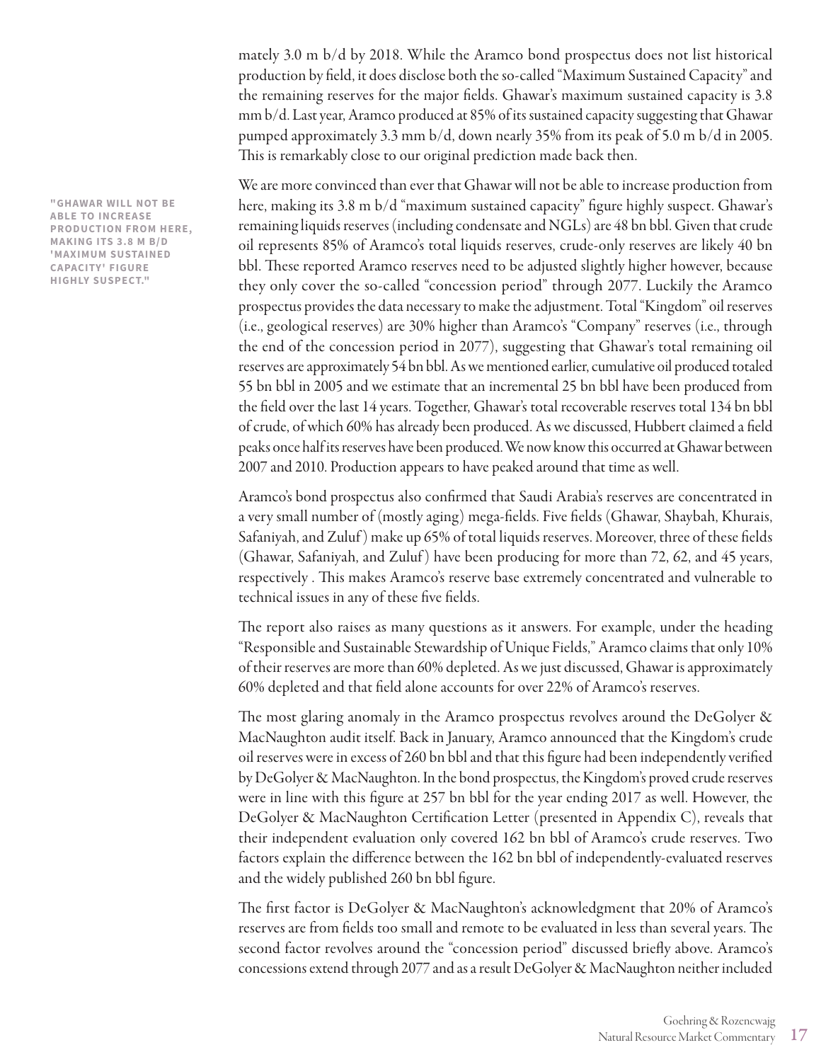mately 3.0 m b/d by 2018. While the Aramco bond prospectus does not list historical production by field, it does disclose both the so-called "Maximum Sustained Capacity" and the remaining reserves for the major fields. Ghawar's maximum sustained capacity is 3.8 mm b/d. Last year, Aramco produced at 85% of its sustained capacity suggesting that Ghawar pumped approximately 3.3 mm b/d, down nearly 35% from its peak of 5.0 m b/d in 2005. This is remarkably close to our original prediction made back then.

**"GHAWAR WILL NOT BE ABLE TO INCREASE PRODUCTION FROM HERE, MAKING ITS 3.8 M B/D 'MAXIMUM SUSTAINED CAPACITY' FIGURE HIGHLY SUSPECT."**

We are more convinced than ever that Ghawar will not be able to increase production from here, making its 3.8 m b/d "maximum sustained capacity" figure highly suspect. Ghawar's remaining liquids reserves (including condensate and NGLs) are 48 bn bbl. Given that crude oil represents 85% of Aramco's total liquids reserves, crude-only reserves are likely 40 bn bbl. These reported Aramco reserves need to be adjusted slightly higher however, because they only cover the so-called "concession period" through 2077. Luckily the Aramco prospectus provides the data necessary to make the adjustment. Total "Kingdom" oil reserves (i.e., geological reserves) are 30% higher than Aramco's "Company" reserves (i.e., through the end of the concession period in 2077), suggesting that Ghawar's total remaining oil reserves are approximately 54 bn bbl. As we mentioned earlier, cumulative oil produced totaled 55 bn bbl in 2005 and we estimate that an incremental 25 bn bbl have been produced from the field over the last 14 years. Together, Ghawar's total recoverable reserves total 134 bn bbl of crude, of which 60% has already been produced. As we discussed, Hubbert claimed a field peaks once half its reserves have been produced. We now know this occurred at Ghawar between 2007 and 2010. Production appears to have peaked around that time as well.

Aramco's bond prospectus also confirmed that Saudi Arabia's reserves are concentrated in a very small number of (mostly aging) mega-fields. Five fields (Ghawar, Shaybah, Khurais, Safaniyah, and Zuluf) make up 65% of total liquids reserves. Moreover, three of these fields (Ghawar, Safaniyah, and Zuluf) have been producing for more than 72, 62, and 45 years, respectively . This makes Aramco's reserve base extremely concentrated and vulnerable to technical issues in any of these five fields.

The report also raises as many questions as it answers. For example, under the heading "Responsible and Sustainable Stewardship of Unique Fields," Aramco claims that only 10% of their reserves are more than 60% depleted. As we just discussed, Ghawar is approximately 60% depleted and that field alone accounts for over 22% of Aramco's reserves.

The most glaring anomaly in the Aramco prospectus revolves around the DeGolyer & MacNaughton audit itself. Back in January, Aramco announced that the Kingdom's crude oil reserves were in excess of 260 bn bbl and that this figure had been independently verified by DeGolyer & MacNaughton. In the bond prospectus, the Kingdom's proved crude reserves were in line with this figure at 257 bn bbl for the year ending 2017 as well. However, the DeGolyer & MacNaughton Certification Letter (presented in Appendix C), reveals that their independent evaluation only covered 162 bn bbl of Aramco's crude reserves. Two factors explain the difference between the 162 bn bbl of independently-evaluated reserves and the widely published 260 bn bbl figure.

The first factor is DeGolyer & MacNaughton's acknowledgment that 20% of Aramco's reserves are from fields too small and remote to be evaluated in less than several years. The second factor revolves around the "concession period" discussed briefly above. Aramco's concessions extend through 2077 and as a result DeGolyer & MacNaughton neither included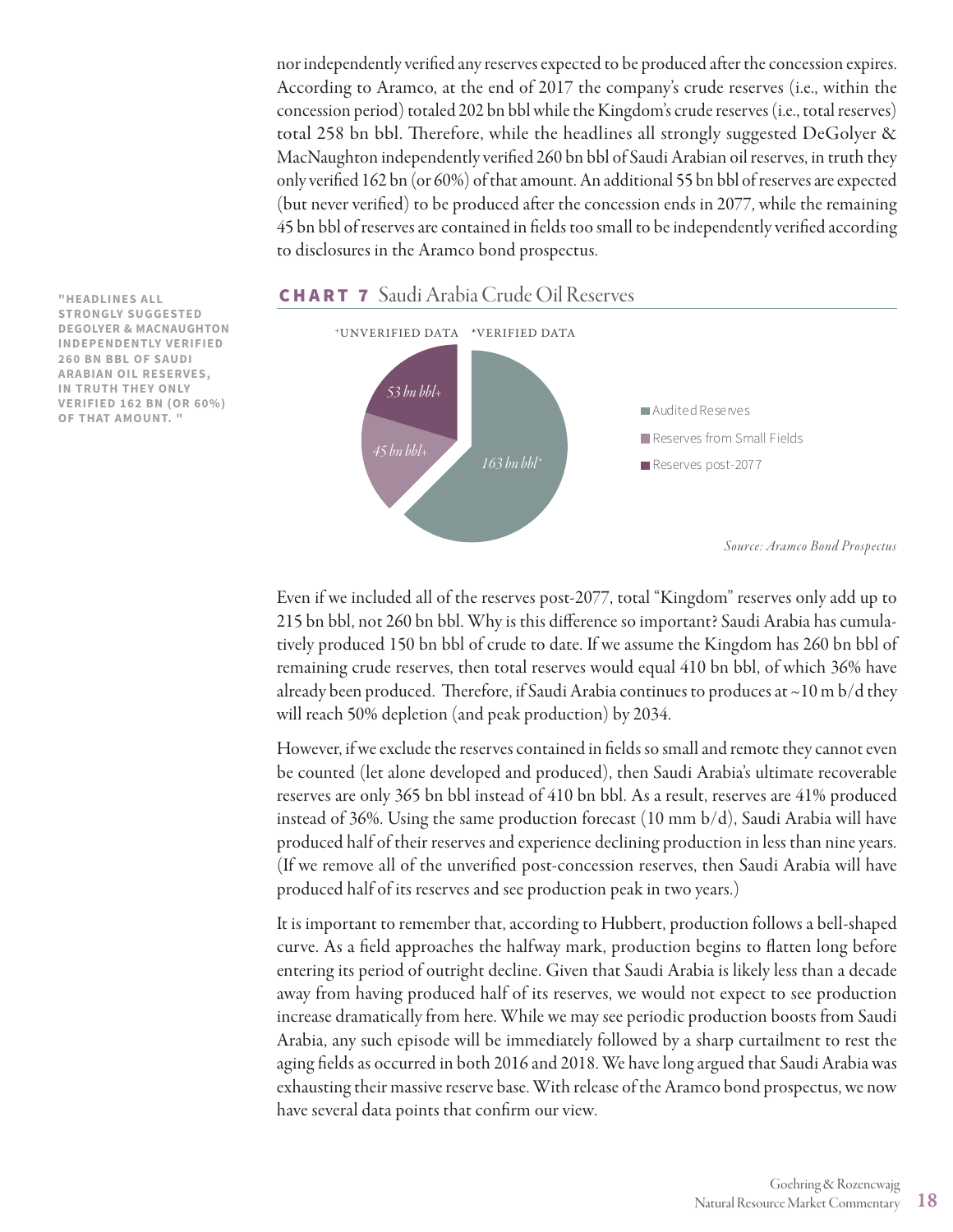nor independently verified any reserves expected to be produced after the concession expires. According to Aramco, at the end of 2017 the company's crude reserves (i.e., within the concession period) totaled 202 bn bbl while the Kingdom's crude reserves (i.e., total reserves) total 258 bn bbl. Therefore, while the headlines all strongly suggested DeGolyer & MacNaughton independently verified 260 bn bbl of Saudi Arabian oil reserves, in truth they only verified 162 bn (or 60%) of that amount. An additional 55 bn bbl of reserves are expected (but never verified) to be produced after the concession ends in 2077, while the remaining 45 bn bbl of reserves are contained in fields too small to be independently verified according to disclosures in the Aramco bond prospectus.

**"HEADLINES ALL STRONGLY SUGGESTED DEGOLYER & MACNAUGHTON INDEPENDENTLY VERIFIED 260 BN BBL OF SAUDI ARABIAN OIL RESERVES, IN TRUTH THEY ONLY VERIFIED 162 BN (OR 60%) OF THAT AMOUNT. "**

**CHART 7** Saudi Arabia Crude Oil Reserves

+UNVERIFIED DATA *VERIFIED DATA

| Category | Reserves |
|---|---|
| Audited Reserves | 163 bn bbl* |
| Reserves from Small Fields | 45 bn bbl+ |
| Reserves post-2077 | 53 bn bbl+ |

*Source: Aramco Bond Prospectus*

Even if we included all of the reserves post-2077, total "Kingdom" reserves only add up to 215 bn bbl, not 260 bn bbl. Why is this difference so important? Saudi Arabia has cumulatively produced 150 bn bbl of crude to date. If we assume the Kingdom has 260 bn bbl of remaining crude reserves, then total reserves would equal 410 bn bbl, of which 36% have already been produced. Therefore, if Saudi Arabia continues to produces at ~10 m b/d they will reach 50% depletion (and peak production) by 2034.

However, if we exclude the reserves contained in fields so small and remote they cannot even be counted (let alone developed and produced), then Saudi Arabia's ultimate recoverable reserves are only 365 bn bbl instead of 410 bn bbl. As a result, reserves are 41% produced instead of 36%. Using the same production forecast (10 mm b/d), Saudi Arabia will have produced half of their reserves and experience declining production in less than nine years. (If we remove all of the unverified post-concession reserves, then Saudi Arabia will have produced half of its reserves and see production peak in two years.)

It is important to remember that, according to Hubbert, production follows a bell-shaped curve. As a field approaches the halfway mark, production begins to flatten long before entering its period of outright decline. Given that Saudi Arabia is likely less than a decade away from having produced half of its reserves, we would not expect to see production increase dramatically from here. While we may see periodic production boosts from Saudi Arabia, any such episode will be immediately followed by a sharp curtailment to rest the aging fields as occurred in both 2016 and 2018. We have long argued that Saudi Arabia was exhausting their massive reserve base. With release of the Aramco bond prospectus, we now have several data points that confirm our view.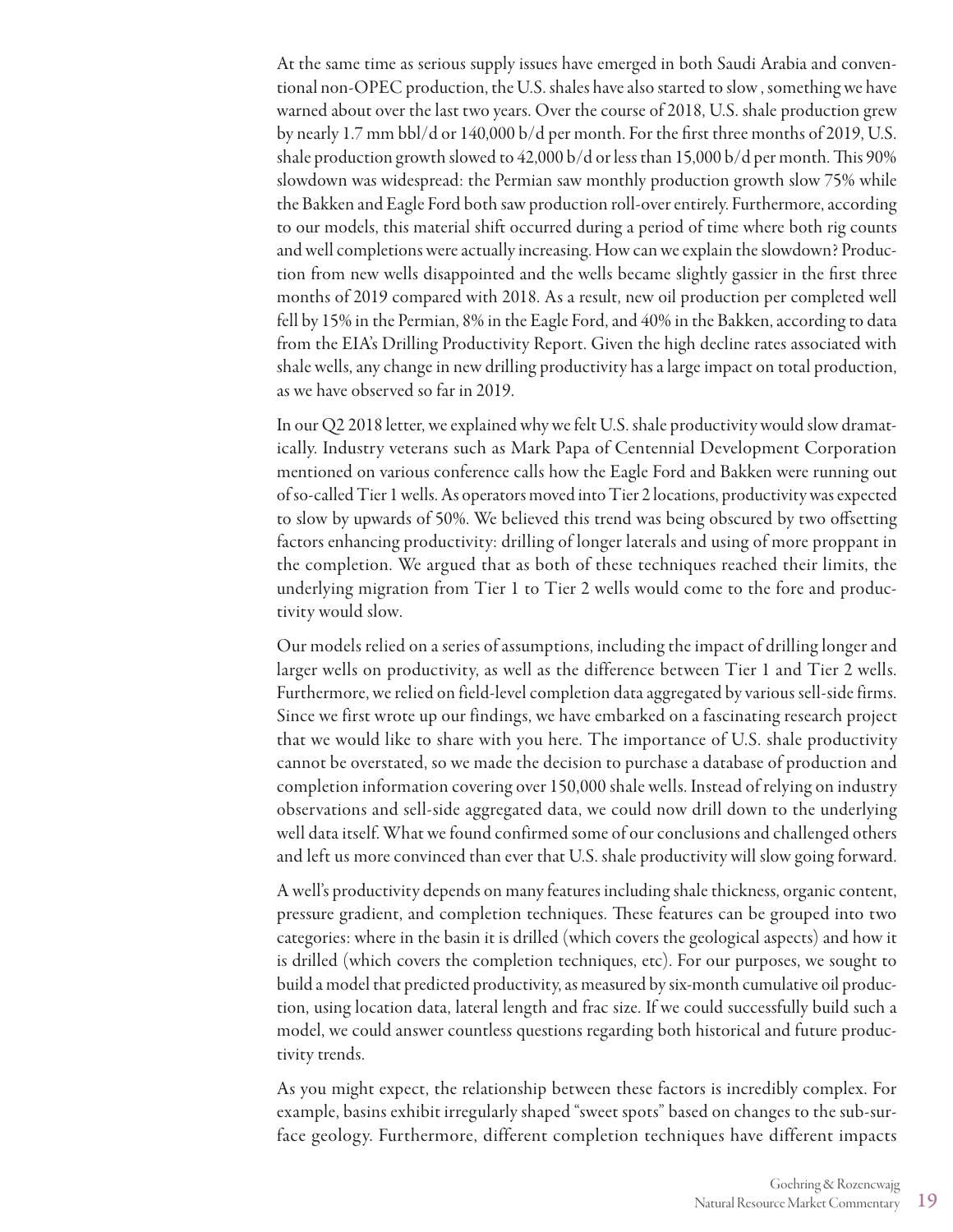At the same time as serious supply issues have emerged in both Saudi Arabia and conventional non-OPEC production, the U.S. shales have also started to slow , something we have warned about over the last two years. Over the course of 2018, U.S. shale production grew by nearly 1.7 mm bbl/d or 140,000 b/d per month. For the first three months of 2019, U.S. shale production growth slowed to 42,000 b/d or less than 15,000 b/d per month. This 90% slowdown was widespread: the Permian saw monthly production growth slow 75% while the Bakken and Eagle Ford both saw production roll-over entirely. Furthermore, according to our models, this material shift occurred during a period of time where both rig counts and well completions were actually increasing. How can we explain the slowdown? Production from new wells disappointed and the wells became slightly gassier in the first three months of 2019 compared with 2018. As a result, new oil production per completed well fell by 15% in the Permian, 8% in the Eagle Ford, and 40% in the Bakken, according to data from the EIA's Drilling Productivity Report. Given the high decline rates associated with shale wells, any change in new drilling productivity has a large impact on total production, as we have observed so far in 2019.

In our Q2 2018 letter, we explained why we felt U.S. shale productivity would slow dramatically. Industry veterans such as Mark Papa of Centennial Development Corporation mentioned on various conference calls how the Eagle Ford and Bakken were running out of so-called Tier 1 wells. As operators moved into Tier 2 locations, productivity was expected to slow by upwards of 50%. We believed this trend was being obscured by two offsetting factors enhancing productivity: drilling of longer laterals and using of more proppant in the completion. We argued that as both of these techniques reached their limits, the underlying migration from Tier 1 to Tier 2 wells would come to the fore and productivity would slow.

Our models relied on a series of assumptions, including the impact of drilling longer and larger wells on productivity, as well as the difference between Tier 1 and Tier 2 wells. Furthermore, we relied on field-level completion data aggregated by various sell-side firms. Since we first wrote up our findings, we have embarked on a fascinating research project that we would like to share with you here. The importance of U.S. shale productivity cannot be overstated, so we made the decision to purchase a database of production and completion information covering over 150,000 shale wells. Instead of relying on industry observations and sell-side aggregated data, we could now drill down to the underlying well data itself. What we found confirmed some of our conclusions and challenged others and left us more convinced than ever that U.S. shale productivity will slow going forward.

A well's productivity depends on many features including shale thickness, organic content, pressure gradient, and completion techniques. These features can be grouped into two categories: where in the basin it is drilled (which covers the geological aspects) and how it is drilled (which covers the completion techniques, etc). For our purposes, we sought to build a model that predicted productivity, as measured by six-month cumulative oil production, using location data, lateral length and frac size. If we could successfully build such a model, we could answer countless questions regarding both historical and future productivity trends.

As you might expect, the relationship between these factors is incredibly complex. For example, basins exhibit irregularly shaped "sweet spots" based on changes to the sub-surface geology. Furthermore, different completion techniques have different impacts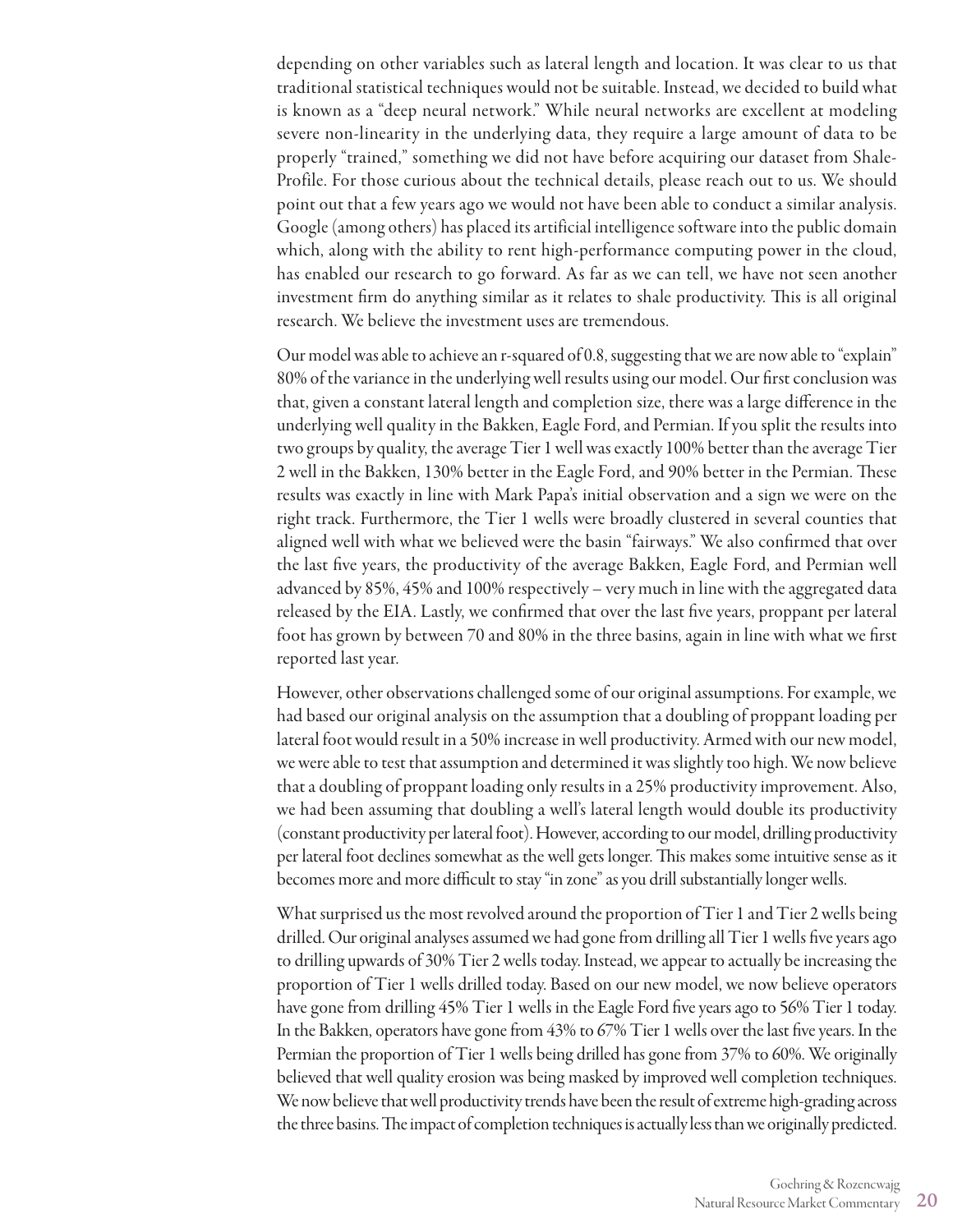depending on other variables such as lateral length and location. It was clear to us that traditional statistical techniques would not be suitable. Instead, we decided to build what is known as a "deep neural network." While neural networks are excellent at modeling severe non-linearity in the underlying data, they require a large amount of data to be properly "trained," something we did not have before acquiring our dataset from Shale-Profile. For those curious about the technical details, please reach out to us. We should point out that a few years ago we would not have been able to conduct a similar analysis. Google (among others) has placed its artificial intelligence software into the public domain which, along with the ability to rent high-performance computing power in the cloud, has enabled our research to go forward. As far as we can tell, we have not seen another investment firm do anything similar as it relates to shale productivity. This is all original research. We believe the investment uses are tremendous.

Our model was able to achieve an r-squared of 0.8, suggesting that we are now able to "explain" 80% of the variance in the underlying well results using our model. Our first conclusion was that, given a constant lateral length and completion size, there was a large difference in the underlying well quality in the Bakken, Eagle Ford, and Permian. If you split the results into two groups by quality, the average Tier 1 well was exactly 100% better than the average Tier 2 well in the Bakken, 130% better in the Eagle Ford, and 90% better in the Permian. These results was exactly in line with Mark Papa's initial observation and a sign we were on the right track. Furthermore, the Tier 1 wells were broadly clustered in several counties that aligned well with what we believed were the basin "fairways." We also confirmed that over the last five years, the productivity of the average Bakken, Eagle Ford, and Permian well advanced by 85%, 45% and 100% respectively – very much in line with the aggregated data released by the EIA. Lastly, we confirmed that over the last five years, proppant per lateral foot has grown by between 70 and 80% in the three basins, again in line with what we first reported last year.

However, other observations challenged some of our original assumptions. For example, we had based our original analysis on the assumption that a doubling of proppant loading per lateral foot would result in a 50% increase in well productivity. Armed with our new model, we were able to test that assumption and determined it was slightly too high. We now believe that a doubling of proppant loading only results in a 25% productivity improvement. Also, we had been assuming that doubling a well's lateral length would double its productivity (constant productivity per lateral foot). However, according to our model, drilling productivity per lateral foot declines somewhat as the well gets longer. This makes some intuitive sense as it becomes more and more difficult to stay "in zone" as you drill substantially longer wells.

What surprised us the most revolved around the proportion of Tier 1 and Tier 2 wells being drilled. Our original analyses assumed we had gone from drilling all Tier 1 wells five years ago to drilling upwards of 30% Tier 2 wells today. Instead, we appear to actually be increasing the proportion of Tier 1 wells drilled today. Based on our new model, we now believe operators have gone from drilling 45% Tier 1 wells in the Eagle Ford five years ago to 56% Tier 1 today. In the Bakken, operators have gone from 43% to 67% Tier 1 wells over the last five years. In the Permian the proportion of Tier 1 wells being drilled has gone from 37% to 60%. We originally believed that well quality erosion was being masked by improved well completion techniques. We now believe that well productivity trends have been the result of extreme high-grading across the three basins. The impact of completion techniques is actually less than we originally predicted.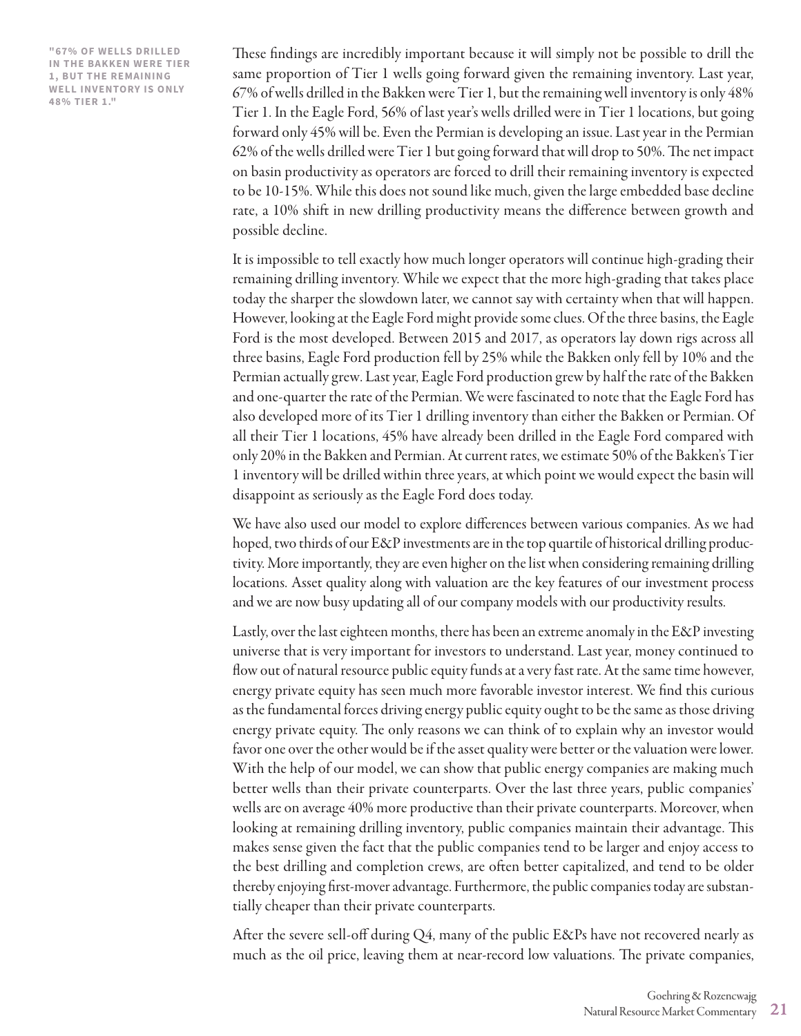**"67% OF WELLS DRILLED IN THE BAKKEN WERE TIER 1, BUT THE REMAINING WELL INVENTORY IS ONLY 48% TIER 1."**

These findings are incredibly important because it will simply not be possible to drill the same proportion of Tier 1 wells going forward given the remaining inventory. Last year, 67% of wells drilled in the Bakken were Tier 1, but the remaining well inventory is only 48% Tier 1. In the Eagle Ford, 56% of last year's wells drilled were in Tier 1 locations, but going forward only 45% will be. Even the Permian is developing an issue. Last year in the Permian 62% of the wells drilled were Tier 1 but going forward that will drop to 50%. The net impact on basin productivity as operators are forced to drill their remaining inventory is expected to be 10-15%. While this does not sound like much, given the large embedded base decline rate, a 10% shift in new drilling productivity means the difference between growth and possible decline.

It is impossible to tell exactly how much longer operators will continue high-grading their remaining drilling inventory. While we expect that the more high-grading that takes place today the sharper the slowdown later, we cannot say with certainty when that will happen. However, looking at the Eagle Ford might provide some clues. Of the three basins, the Eagle Ford is the most developed. Between 2015 and 2017, as operators lay down rigs across all three basins, Eagle Ford production fell by 25% while the Bakken only fell by 10% and the Permian actually grew. Last year, Eagle Ford production grew by half the rate of the Bakken and one-quarter the rate of the Permian. We were fascinated to note that the Eagle Ford has also developed more of its Tier 1 drilling inventory than either the Bakken or Permian. Of all their Tier 1 locations, 45% have already been drilled in the Eagle Ford compared with only 20% in the Bakken and Permian. At current rates, we estimate 50% of the Bakken's Tier 1 inventory will be drilled within three years, at which point we would expect the basin will disappoint as seriously as the Eagle Ford does today.

We have also used our model to explore differences between various companies. As we had hoped, two thirds of our E&P investments are in the top quartile of historical drilling productivity. More importantly, they are even higher on the list when considering remaining drilling locations. Asset quality along with valuation are the key features of our investment process and we are now busy updating all of our company models with our productivity results.

Lastly, over the last eighteen months, there has been an extreme anomaly in the E&P investing universe that is very important for investors to understand. Last year, money continued to flow out of natural resource public equity funds at a very fast rate. At the same time however, energy private equity has seen much more favorable investor interest. We find this curious as the fundamental forces driving energy public equity ought to be the same as those driving energy private equity. The only reasons we can think of to explain why an investor would favor one over the other would be if the asset quality were better or the valuation were lower. With the help of our model, we can show that public energy companies are making much better wells than their private counterparts. Over the last three years, public companies' wells are on average 40% more productive than their private counterparts. Moreover, when looking at remaining drilling inventory, public companies maintain their advantage. This makes sense given the fact that the public companies tend to be larger and enjoy access to the best drilling and completion crews, are often better capitalized, and tend to be older thereby enjoying first-mover advantage. Furthermore, the public companies today are substantially cheaper than their private counterparts.

After the severe sell-off during Q4, many of the public E&Ps have not recovered nearly as much as the oil price, leaving them at near-record low valuations. The private companies,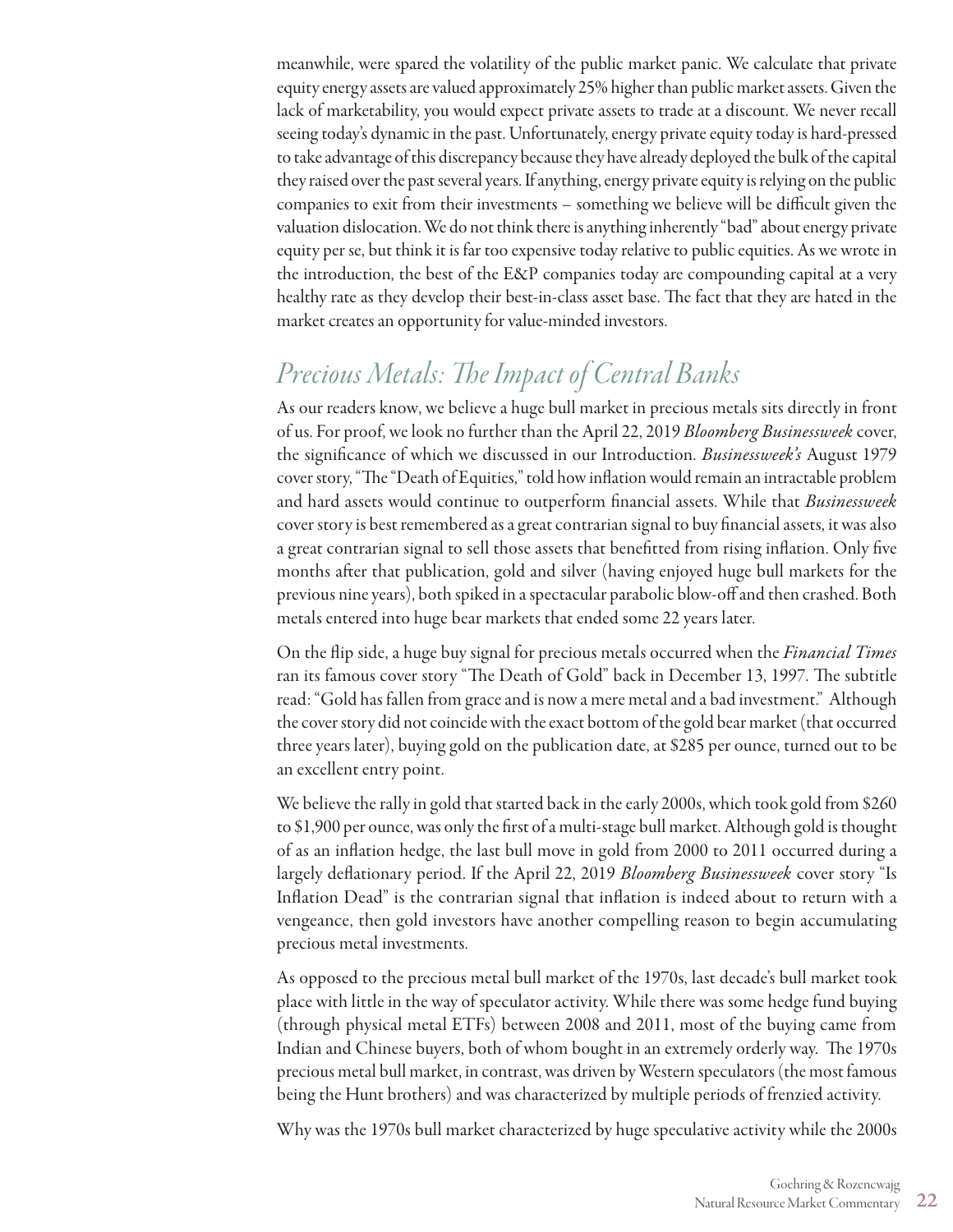meanwhile, were spared the volatility of the public market panic. We calculate that private equity energy assets are valued approximately 25% higher than public market assets. Given the lack of marketability, you would expect private assets to trade at a discount. We never recall seeing today's dynamic in the past. Unfortunately, energy private equity today is hard-pressed to take advantage of this discrepancy because they have already deployed the bulk of the capital they raised over the past several years. If anything, energy private equity is relying on the public companies to exit from their investments – something we believe will be difficult given the valuation dislocation. We do not think there is anything inherently "bad" about energy private equity per se, but think it is far too expensive today relative to public equities. As we wrote in the introduction, the best of the E&P companies today are compounding capital at a very healthy rate as they develop their best-in-class asset base. The fact that they are hated in the market creates an opportunity for value-minded investors.

## *Precious Metals: The Impact of Central Banks*

As our readers know, we believe a huge bull market in precious metals sits directly in front of us. For proof, we look no further than the April 22, 2019 *Bloomberg Businessweek* cover, the significance of which we discussed in our Introduction. *Businessweek's* August 1979 cover story, "The "Death of Equities," told how inflation would remain an intractable problem and hard assets would continue to outperform financial assets. While that *Businessweek* cover story is best remembered as a great contrarian signal to buy financial assets, it was also a great contrarian signal to sell those assets that benefitted from rising inflation. Only five months after that publication, gold and silver (having enjoyed huge bull markets for the previous nine years), both spiked in a spectacular parabolic blow-off and then crashed. Both metals entered into huge bear markets that ended some 22 years later.

On the flip side, a huge buy signal for precious metals occurred when the *Financial Times* ran its famous cover story "The Death of Gold" back in December 13, 1997. The subtitle read: "Gold has fallen from grace and is now a mere metal and a bad investment." Although the cover story did not coincide with the exact bottom of the gold bear market (that occurred three years later), buying gold on the publication date, at $285 per ounce, turned out to be an excellent entry point.

We believe the rally in gold that started back in the early 2000s, which took gold from $260 to $1,900 per ounce, was only the first of a multi-stage bull market. Although gold is thought of as an inflation hedge, the last bull move in gold from 2000 to 2011 occurred during a largely deflationary period. If the April 22, 2019 *Bloomberg Businessweek* cover story "Is Inflation Dead" is the contrarian signal that inflation is indeed about to return with a vengeance, then gold investors have another compelling reason to begin accumulating precious metal investments.

As opposed to the precious metal bull market of the 1970s, last decade's bull market took place with little in the way of speculator activity. While there was some hedge fund buying (through physical metal ETFs) between 2008 and 2011, most of the buying came from Indian and Chinese buyers, both of whom bought in an extremely orderly way. The 1970s precious metal bull market, in contrast, was driven by Western speculators (the most famous being the Hunt brothers) and was characterized by multiple periods of frenzied activity.

Why was the 1970s bull market characterized by huge speculative activity while the 2000s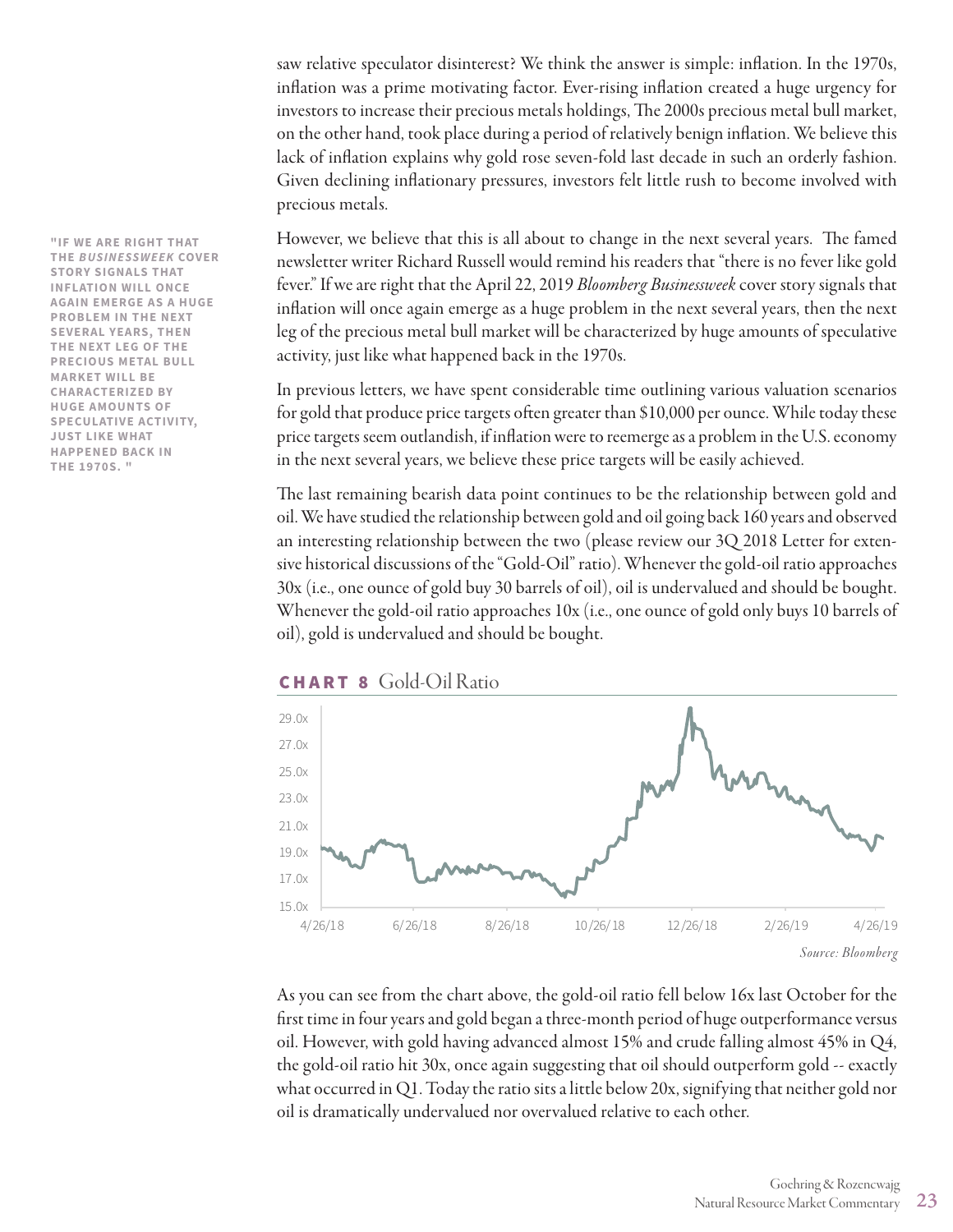saw relative speculator disinterest? We think the answer is simple: inflation. In the 1970s, inflation was a prime motivating factor. Ever-rising inflation created a huge urgency for investors to increase their precious metals holdings, The 2000s precious metal bull market, on the other hand, took place during a period of relatively benign inflation. We believe this lack of inflation explains why gold rose seven-fold last decade in such an orderly fashion. Given declining inflationary pressures, investors felt little rush to become involved with precious metals.

**"IF WE ARE RIGHT THAT THE *BUSINESSWEEK* COVER STORY SIGNALS THAT INFLATION WILL ONCE AGAIN EMERGE AS A HUGE PROBLEM IN THE NEXT SEVERAL YEARS, THEN THE NEXT LEG OF THE PRECIOUS METAL BULL MARKET WILL BE CHARACTERIZED BY HUGE AMOUNTS OF SPECULATIVE ACTIVITY, JUST LIKE WHAT HAPPENED BACK IN THE 1970S. "**

However, we believe that this is all about to change in the next several years. The famed newsletter writer Richard Russell would remind his readers that "there is no fever like gold fever." If we are right that the April 22, 2019 *Bloomberg Businessweek* cover story signals that inflation will once again emerge as a huge problem in the next several years, then the next leg of the precious metal bull market will be characterized by huge amounts of speculative activity, just like what happened back in the 1970s.

In previous letters, we have spent considerable time outlining various valuation scenarios for gold that produce price targets often greater than $10,000 per ounce. While today these price targets seem outlandish, if inflation were to reemerge as a problem in the U.S. economy in the next several years, we believe these price targets will be easily achieved.

The last remaining bearish data point continues to be the relationship between gold and oil. We have studied the relationship between gold and oil going back 160 years and observed an interesting relationship between the two (please review our 3Q 2018 Letter for extensive historical discussions of the "Gold-Oil" ratio). Whenever the gold-oil ratio approaches 30x (i.e., one ounce of gold buy 30 barrels of oil), oil is undervalued and should be bought. Whenever the gold-oil ratio approaches 10x (i.e., one ounce of gold only buys 10 barrels of oil), gold is undervalued and should be bought.

**CHART 8** Gold-Oil Ratio

*Source: Bloomberg*

As you can see from the chart above, the gold-oil ratio fell below 16x last October for the first time in four years and gold began a three-month period of huge outperformance versus oil. However, with gold having advanced almost 15% and crude falling almost 45% in Q4, the gold-oil ratio hit 30x, once again suggesting that oil should outperform gold -- exactly what occurred in Q1. Today the ratio sits a little below 20x, signifying that neither gold nor oil is dramatically undervalued nor overvalued relative to each other.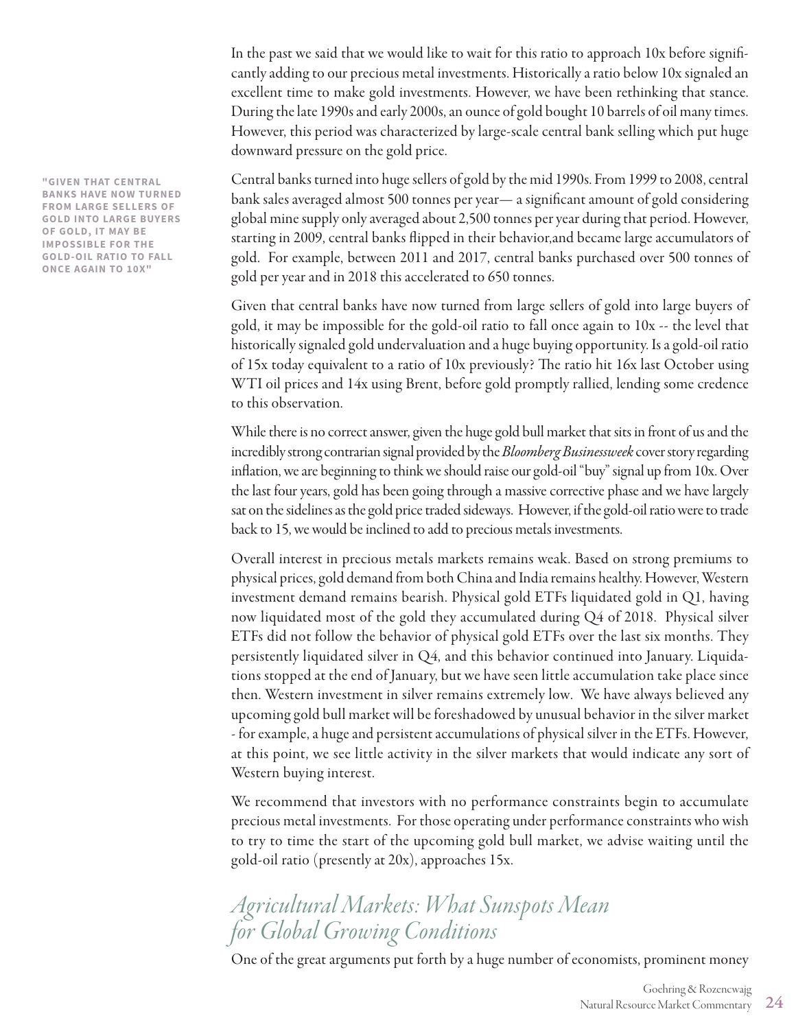In the past we said that we would like to wait for this ratio to approach 10x before significantly adding to our precious metal investments. Historically a ratio below 10x signaled an excellent time to make gold investments. However, we have been rethinking that stance. During the late 1990s and early 2000s, an ounce of gold bought 10 barrels of oil many times. However, this period was characterized by large-scale central bank selling which put huge downward pressure on the gold price.

**"GIVEN THAT CENTRAL BANKS HAVE NOW TURNED FROM LARGE SELLERS OF GOLD INTO LARGE BUYERS OF GOLD, IT MAY BE IMPOSSIBLE FOR THE GOLD-OIL RATIO TO FALL ONCE AGAIN TO 10X"**

Central banks turned into huge sellers of gold by the mid 1990s. From 1999 to 2008, central bank sales averaged almost 500 tonnes per year— a significant amount of gold considering global mine supply only averaged about 2,500 tonnes per year during that period. However, starting in 2009, central banks flipped in their behavior,and became large accumulators of gold. For example, between 2011 and 2017, central banks purchased over 500 tonnes of gold per year and in 2018 this accelerated to 650 tonnes.

Given that central banks have now turned from large sellers of gold into large buyers of gold, it may be impossible for the gold-oil ratio to fall once again to 10x -- the level that historically signaled gold undervaluation and a huge buying opportunity. Is a gold-oil ratio of 15x today equivalent to a ratio of 10x previously? The ratio hit 16x last October using WTI oil prices and 14x using Brent, before gold promptly rallied, lending some credence to this observation.

While there is no correct answer, given the huge gold bull market that sits in front of us and the incredibly strong contrarian signal provided by the *Bloomberg Businessweek* cover story regarding inflation, we are beginning to think we should raise our gold-oil "buy" signal up from 10x. Over the last four years, gold has been going through a massive corrective phase and we have largely sat on the sidelines as the gold price traded sideways. However, if the gold-oil ratio were to trade back to 15, we would be inclined to add to precious metals investments.

Overall interest in precious metals markets remains weak. Based on strong premiums to physical prices, gold demand from both China and India remains healthy. However, Western investment demand remains bearish. Physical gold ETFs liquidated gold in Q1, having now liquidated most of the gold they accumulated during Q4 of 2018. Physical silver ETFs did not follow the behavior of physical gold ETFs over the last six months. They persistently liquidated silver in Q4, and this behavior continued into January. Liquidations stopped at the end of January, but we have seen little accumulation take place since then. Western investment in silver remains extremely low. We have always believed any upcoming gold bull market will be foreshadowed by unusual behavior in the silver market - for example, a huge and persistent accumulations of physical silver in the ETFs. However, at this point, we see little activity in the silver markets that would indicate any sort of Western buying interest.

We recommend that investors with no performance constraints begin to accumulate precious metal investments. For those operating under performance constraints who wish to try to time the start of the upcoming gold bull market, we advise waiting until the gold-oil ratio (presently at 20x), approaches 15x.

## *Agricultural Markets: What Sunspots Mean for Global Growing Conditions*

One of the great arguments put forth by a huge number of economists, prominent money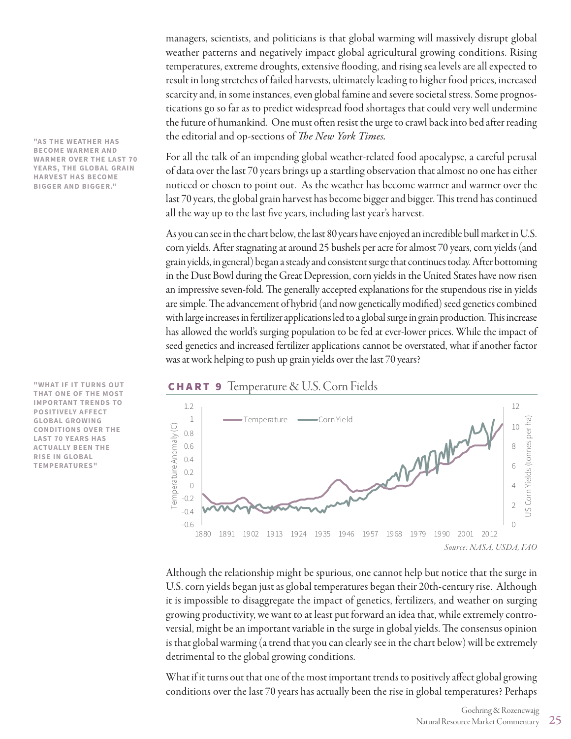managers, scientists, and politicians is that global warming will massively disrupt global weather patterns and negatively impact global agricultural growing conditions. Rising temperatures, extreme droughts, extensive flooding, and rising sea levels are all expected to result in long stretches of failed harvests, ultimately leading to higher food prices, increased scarcity and, in some instances, even global famine and severe societal stress. Some prognostications go so far as to predict widespread food shortages that could very well undermine the future of humankind. One must often resist the urge to crawl back into bed after reading the editorial and op-sections of *The New York Times.*

**"AS THE WEATHER HAS BECOME WARMER AND WARMER OVER THE LAST 70 YEARS, THE GLOBAL GRAIN HARVEST HAS BECOME BIGGER AND BIGGER."**

For all the talk of an impending global weather-related food apocalypse, a careful perusal of data over the last 70 years brings up a startling observation that almost no one has either noticed or chosen to point out. As the weather has become warmer and warmer over the last 70 years, the global grain harvest has become bigger and bigger. This trend has continued all the way up to the last five years, including last year's harvest.

As you can see in the chart below, the last 80 years have enjoyed an incredible bull market in U.S. corn yields. After stagnating at around 25 bushels per acre for almost 70 years, corn yields (and grain yields, in general) began a steady and consistent surge that continues today. After bottoming in the Dust Bowl during the Great Depression, corn yields in the United States have now risen an impressive seven-fold. The generally accepted explanations for the stupendous rise in yields are simple. The advancement of hybrid (and now genetically modified) seed genetics combined with large increases in fertilizer applications led to a global surge in grain production. This increase has allowed the world's surging population to be fed at ever-lower prices. While the impact of seed genetics and increased fertilizer applications cannot be overstated, what if another factor was at work helping to push up grain yields over the last 70 years?

**"WHAT IF IT TURNS OUT THAT ONE OF THE MOST IMPORTANT TRENDS TO POSITIVELY AFFECT GLOBAL GROWING CONDITIONS OVER THE LAST 70 YEARS HAS ACTUALLY BEEN THE RISE IN GLOBAL TEMPERATURES"**

**CHART 9** Temperature & U.S. Corn Fields

*Source: NASA, USDA, FAO*

Although the relationship might be spurious, one cannot help but notice that the surge in U.S. corn yields began just as global temperatures began their 20th-century rise. Although it is impossible to disaggregate the impact of genetics, fertilizers, and weather on surging growing productivity, we want to at least put forward an idea that, while extremely controversial, might be an important variable in the surge in global yields. The consensus opinion is that global warming (a trend that you can clearly see in the chart below) will be extremely detrimental to the global growing conditions.

What if it turns out that one of the most important trends to positively affect global growing conditions over the last 70 years has actually been the rise in global temperatures? Perhaps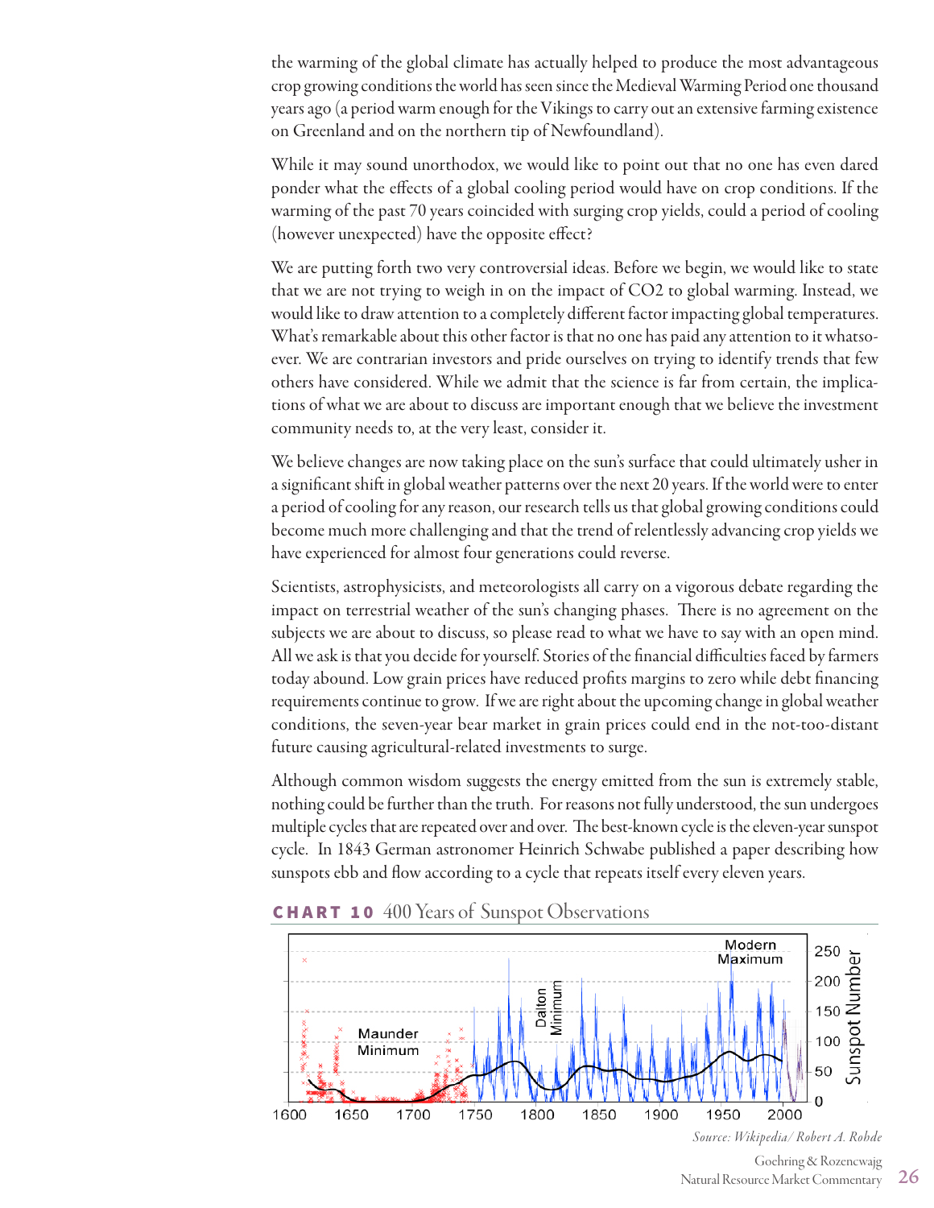the warming of the global climate has actually helped to produce the most advantageous crop growing conditions the world has seen since the Medieval Warming Period one thousand years ago (a period warm enough for the Vikings to carry out an extensive farming existence on Greenland and on the northern tip of Newfoundland).

While it may sound unorthodox, we would like to point out that no one has even dared ponder what the effects of a global cooling period would have on crop conditions. If the warming of the past 70 years coincided with surging crop yields, could a period of cooling (however unexpected) have the opposite effect?

We are putting forth two very controversial ideas. Before we begin, we would like to state that we are not trying to weigh in on the impact of $CO_2$ to global warming. Instead, we would like to draw attention to a completely different factor impacting global temperatures. What's remarkable about this other factor is that no one has paid any attention to it whatsoever. We are contrarian investors and pride ourselves on trying to identify trends that few others have considered. While we admit that the science is far from certain, the implications of what we are about to discuss are important enough that we believe the investment community needs to, at the very least, consider it.

We believe changes are now taking place on the sun's surface that could ultimately usher in a significant shift in global weather patterns over the next 20 years. If the world were to enter a period of cooling for any reason, our research tells us that global growing conditions could become much more challenging and that the trend of relentlessly advancing crop yields we have experienced for almost four generations could reverse.

Scientists, astrophysicists, and meteorologists all carry on a vigorous debate regarding the impact on terrestrial weather of the sun's changing phases. There is no agreement on the subjects we are about to discuss, so please read to what we have to say with an open mind. All we ask is that you decide for yourself. Stories of the financial difficulties faced by farmers today abound. Low grain prices have reduced profits margins to zero while debt financing requirements continue to grow. If we are right about the upcoming change in global weather conditions, the seven-year bear market in grain prices could end in the not-too-distant future causing agricultural-related investments to surge.

Although common wisdom suggests the energy emitted from the sun is extremely stable, nothing could be further than the truth. For reasons not fully understood, the sun undergoes multiple cycles that are repeated over and over. The best-known cycle is the eleven-year sunspot cycle. In 1843 German astronomer Heinrich Schwabe published a paper describing how sunspots ebb and flow according to a cycle that repeats itself every eleven years.

**CHART 10** 400 Years of Sunspot Observations

*Source: Wikipedia/ Robert A. Rohde*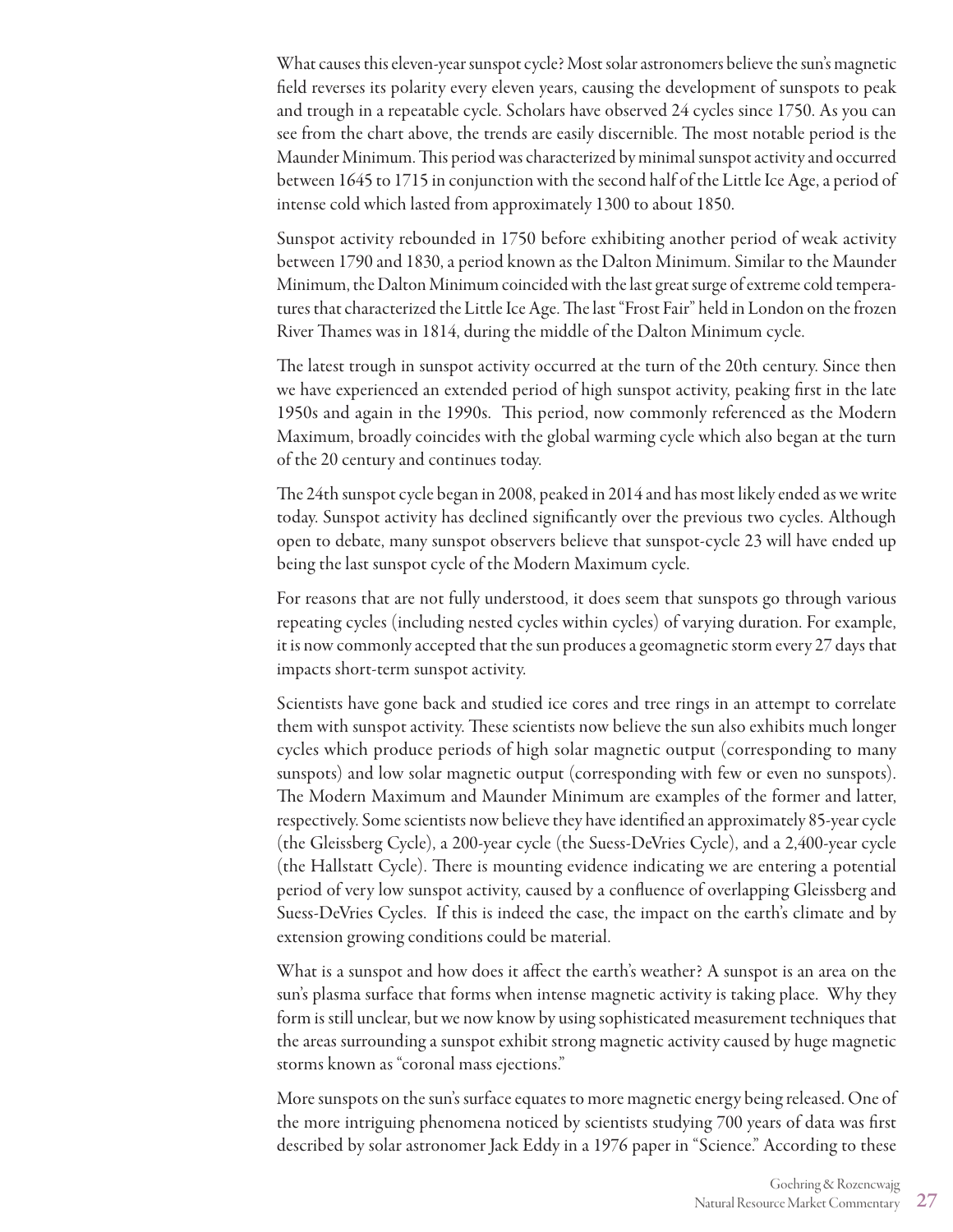What causes this eleven-year sunspot cycle? Most solar astronomers believe the sun's magnetic field reverses its polarity every eleven years, causing the development of sunspots to peak and trough in a repeatable cycle. Scholars have observed 24 cycles since 1750. As you can see from the chart above, the trends are easily discernible. The most notable period is the Maunder Minimum. This period was characterized by minimal sunspot activity and occurred between 1645 to 1715 in conjunction with the second half of the Little Ice Age, a period of intense cold which lasted from approximately 1300 to about 1850.

Sunspot activity rebounded in 1750 before exhibiting another period of weak activity between 1790 and 1830, a period known as the Dalton Minimum. Similar to the Maunder Minimum, the Dalton Minimum coincided with the last great surge of extreme cold temperatures that characterized the Little Ice Age. The last "Frost Fair" held in London on the frozen River Thames was in 1814, during the middle of the Dalton Minimum cycle.

The latest trough in sunspot activity occurred at the turn of the 20th century. Since then we have experienced an extended period of high sunspot activity, peaking first in the late 1950s and again in the 1990s. This period, now commonly referenced as the Modern Maximum, broadly coincides with the global warming cycle which also began at the turn of the 20 century and continues today.

The 24th sunspot cycle began in 2008, peaked in 2014 and has most likely ended as we write today. Sunspot activity has declined significantly over the previous two cycles. Although open to debate, many sunspot observers believe that sunspot-cycle 23 will have ended up being the last sunspot cycle of the Modern Maximum cycle.

For reasons that are not fully understood, it does seem that sunspots go through various repeating cycles (including nested cycles within cycles) of varying duration. For example, it is now commonly accepted that the sun produces a geomagnetic storm every 27 days that impacts short-term sunspot activity.

Scientists have gone back and studied ice cores and tree rings in an attempt to correlate them with sunspot activity. These scientists now believe the sun also exhibits much longer cycles which produce periods of high solar magnetic output (corresponding to many sunspots) and low solar magnetic output (corresponding with few or even no sunspots). The Modern Maximum and Maunder Minimum are examples of the former and latter, respectively. Some scientists now believe they have identified an approximately 85-year cycle (the Gleissberg Cycle), a 200-year cycle (the Suess-DeVries Cycle), and a 2,400-year cycle (the Hallstatt Cycle). There is mounting evidence indicating we are entering a potential period of very low sunspot activity, caused by a confluence of overlapping Gleissberg and Suess-DeVries Cycles. If this is indeed the case, the impact on the earth's climate and by extension growing conditions could be material.

What is a sunspot and how does it affect the earth's weather? A sunspot is an area on the sun's plasma surface that forms when intense magnetic activity is taking place. Why they form is still unclear, but we now know by using sophisticated measurement techniques that the areas surrounding a sunspot exhibit strong magnetic activity caused by huge magnetic storms known as "coronal mass ejections."

More sunspots on the sun's surface equates to more magnetic energy being released. One of the more intriguing phenomena noticed by scientists studying 700 years of data was first described by solar astronomer Jack Eddy in a 1976 paper in "Science." According to these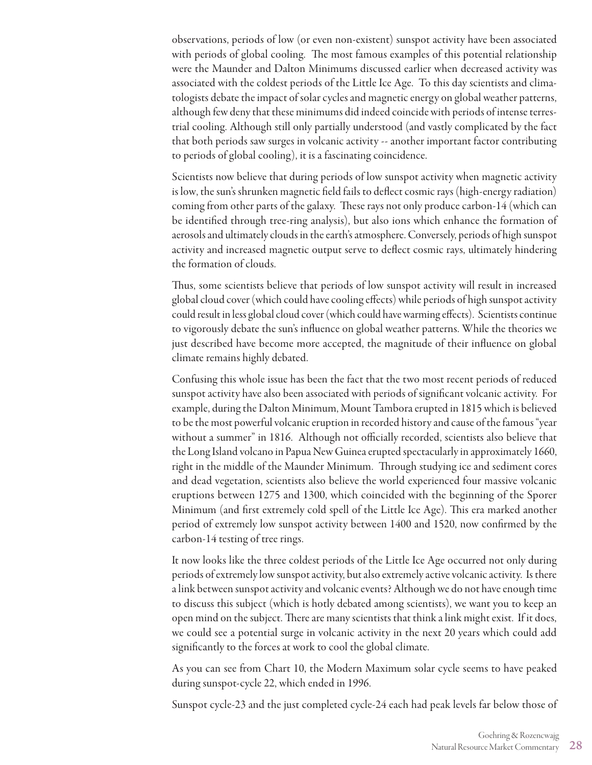observations, periods of low (or even non-existent) sunspot activity have been associated with periods of global cooling. The most famous examples of this potential relationship were the Maunder and Dalton Minimums discussed earlier when decreased activity was associated with the coldest periods of the Little Ice Age. To this day scientists and climatologists debate the impact of solar cycles and magnetic energy on global weather patterns, although few deny that these minimums did indeed coincide with periods of intense terrestrial cooling. Although still only partially understood (and vastly complicated by the fact that both periods saw surges in volcanic activity -- another important factor contributing to periods of global cooling), it is a fascinating coincidence.

Scientists now believe that during periods of low sunspot activity when magnetic activity is low, the sun's shrunken magnetic field fails to deflect cosmic rays (high-energy radiation) coming from other parts of the galaxy. These rays not only produce carbon-14 (which can be identified through tree-ring analysis), but also ions which enhance the formation of aerosols and ultimately clouds in the earth's atmosphere. Conversely, periods of high sunspot activity and increased magnetic output serve to deflect cosmic rays, ultimately hindering the formation of clouds.

Thus, some scientists believe that periods of low sunspot activity will result in increased global cloud cover (which could have cooling effects) while periods of high sunspot activity could result in less global cloud cover (which could have warming effects). Scientists continue to vigorously debate the sun's influence on global weather patterns. While the theories we just described have become more accepted, the magnitude of their influence on global climate remains highly debated.

Confusing this whole issue has been the fact that the two most recent periods of reduced sunspot activity have also been associated with periods of significant volcanic activity. For example, during the Dalton Minimum, Mount Tambora erupted in 1815 which is believed to be the most powerful volcanic eruption in recorded history and cause of the famous "year without a summer" in 1816. Although not officially recorded, scientists also believe that the Long Island volcano in Papua New Guinea erupted spectacularly in approximately 1660, right in the middle of the Maunder Minimum. Through studying ice and sediment cores and dead vegetation, scientists also believe the world experienced four massive volcanic eruptions between 1275 and 1300, which coincided with the beginning of the Sporer Minimum (and first extremely cold spell of the Little Ice Age). This era marked another period of extremely low sunspot activity between 1400 and 1520, now confirmed by the carbon-14 testing of tree rings.

It now looks like the three coldest periods of the Little Ice Age occurred not only during periods of extremely low sunspot activity, but also extremely active volcanic activity. Is there a link between sunspot activity and volcanic events? Although we do not have enough time to discuss this subject (which is hotly debated among scientists), we want you to keep an open mind on the subject. There are many scientists that think a link might exist. If it does, we could see a potential surge in volcanic activity in the next 20 years which could add significantly to the forces at work to cool the global climate.

As you can see from Chart 10, the Modern Maximum solar cycle seems to have peaked during sunspot-cycle 22, which ended in 1996.

Sunspot cycle-23 and the just completed cycle-24 each had peak levels far below those of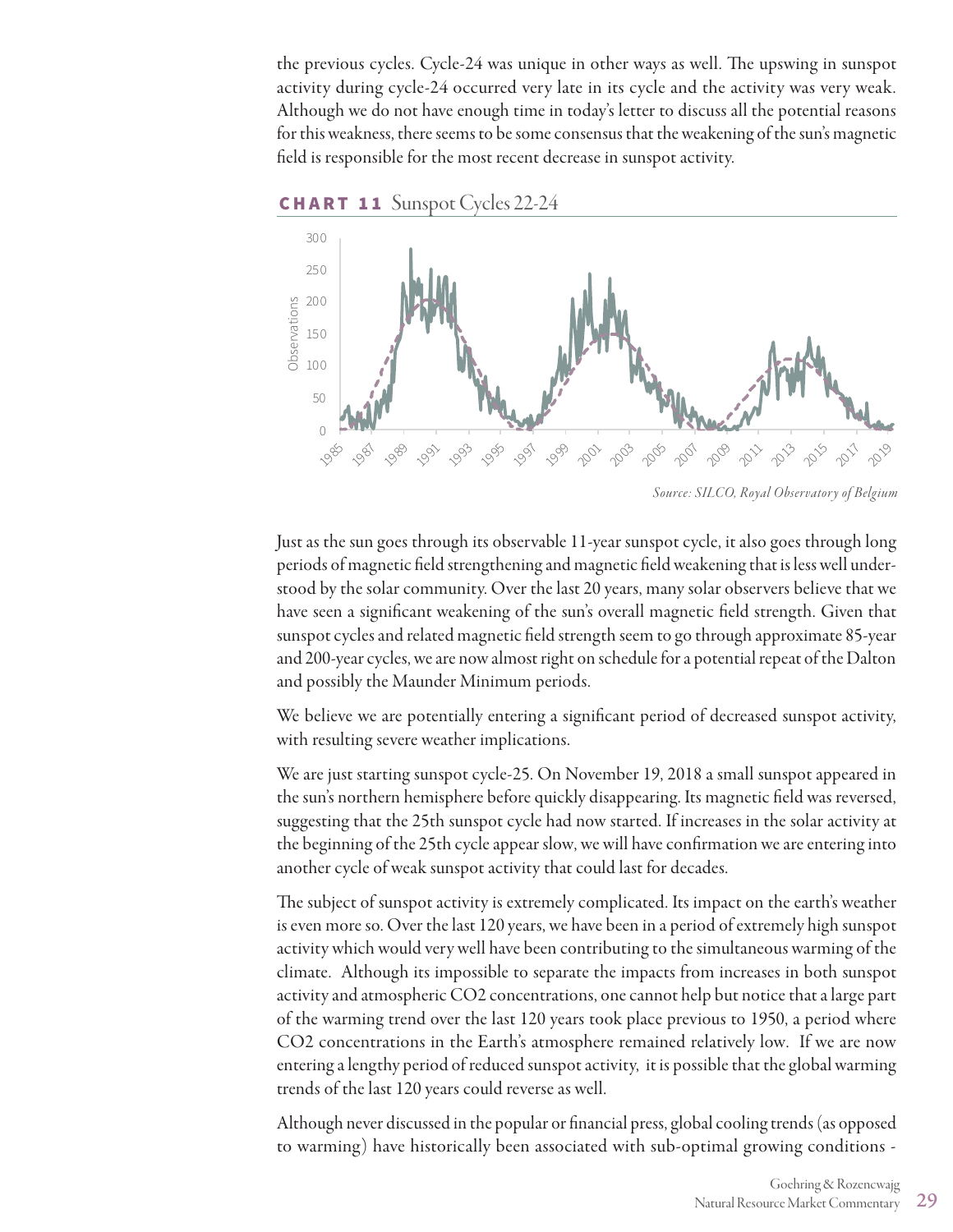the previous cycles. Cycle-24 was unique in other ways as well. The upswing in sunspot activity during cycle-24 occurred very late in its cycle and the activity was very weak. Although we do not have enough time in today's letter to discuss all the potential reasons for this weakness, there seems to be some consensus that the weakening of the sun's magnetic field is responsible for the most recent decrease in sunspot activity.

**CHART 11** Sunspot Cycles 22-24

*Source: SILCO, Royal Observatory of Belgium*

Just as the sun goes through its observable 11-year sunspot cycle, it also goes through long periods of magnetic field strengthening and magnetic field weakening that is less well understood by the solar community. Over the last 20 years, many solar observers believe that we have seen a significant weakening of the sun's overall magnetic field strength. Given that sunspot cycles and related magnetic field strength seem to go through approximate 85-year and 200-year cycles, we are now almost right on schedule for a potential repeat of the Dalton and possibly the Maunder Minimum periods.

We believe we are potentially entering a significant period of decreased sunspot activity, with resulting severe weather implications.

We are just starting sunspot cycle-25. On November 19, 2018 a small sunspot appeared in the sun's northern hemisphere before quickly disappearing. Its magnetic field was reversed, suggesting that the 25th sunspot cycle had now started. If increases in the solar activity at the beginning of the 25th cycle appear slow, we will have confirmation we are entering into another cycle of weak sunspot activity that could last for decades.

The subject of sunspot activity is extremely complicated. Its impact on the earth's weather is even more so. Over the last 120 years, we have been in a period of extremely high sunspot activity which would very well have been contributing to the simultaneous warming of the climate. Although its impossible to separate the impacts from increases in both sunspot activity and atmospheric $CO_2$ concentrations, one cannot help but notice that a large part of the warming trend over the last 120 years took place previous to 1950, a period where $CO_2$ concentrations in the Earth's atmosphere remained relatively low. If we are now entering a lengthy period of reduced sunspot activity, it is possible that the global warming trends of the last 120 years could reverse as well.

Although never discussed in the popular or financial press, global cooling trends (as opposed to warming) have historically been associated with sub-optimal growing conditions -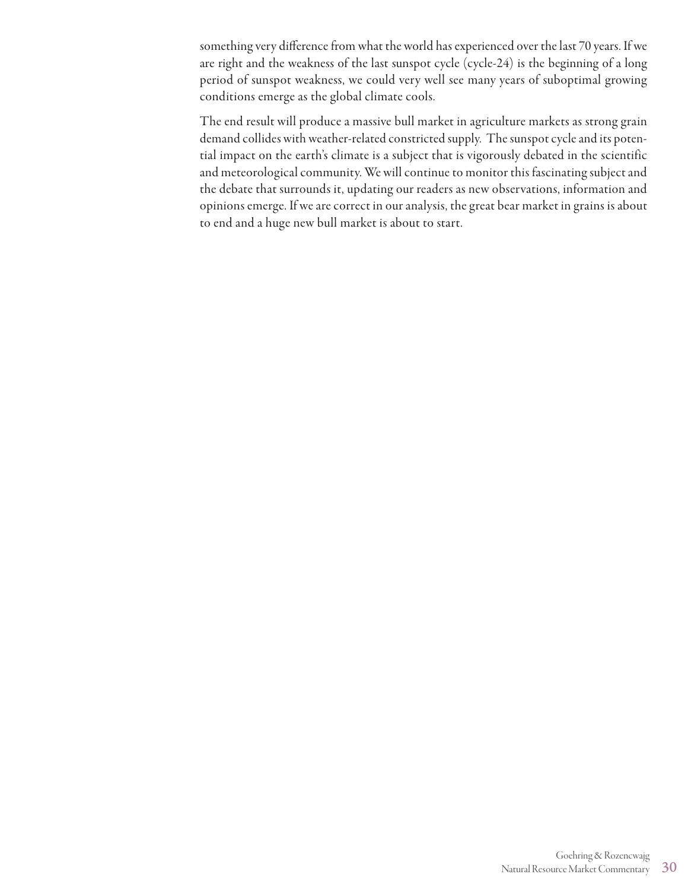something very difference from what the world has experienced over the last 70 years. If we are right and the weakness of the last sunspot cycle (cycle-24) is the beginning of a long period of sunspot weakness, we could very well see many years of suboptimal growing conditions emerge as the global climate cools.

The end result will produce a massive bull market in agriculture markets as strong grain demand collides with weather-related constricted supply. The sunspot cycle and its potential impact on the earth's climate is a subject that is vigorously debated in the scientific and meteorological community. We will continue to monitor this fascinating subject and the debate that surrounds it, updating our readers as new observations, information and opinions emerge. If we are correct in our analysis, the great bear market in grains is about to end and a huge new bull market is about to start.